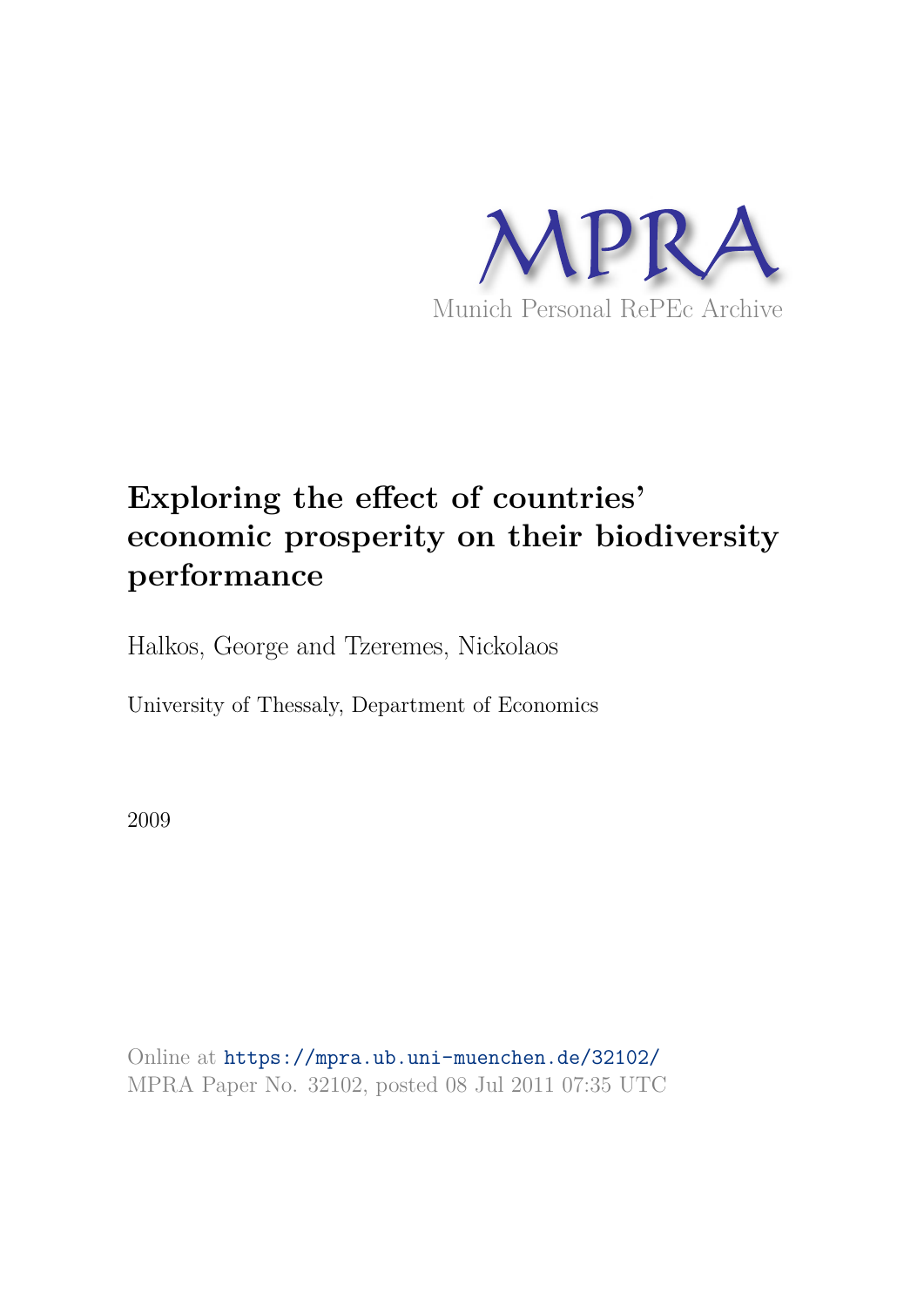MPRA

Munich Personal RePEc Archive

# Exploring the effect of countries' economic prosperity on their biodiversity performance

Halkos, George and Tzeremes, Nickolaos

University of Thessaly, Department of Economics

2009

Online at https://mpra.ub.uni-muenchen.de/32102/
MPRA Paper No. 32102, posted 08 Jul 2011 07:35 UTC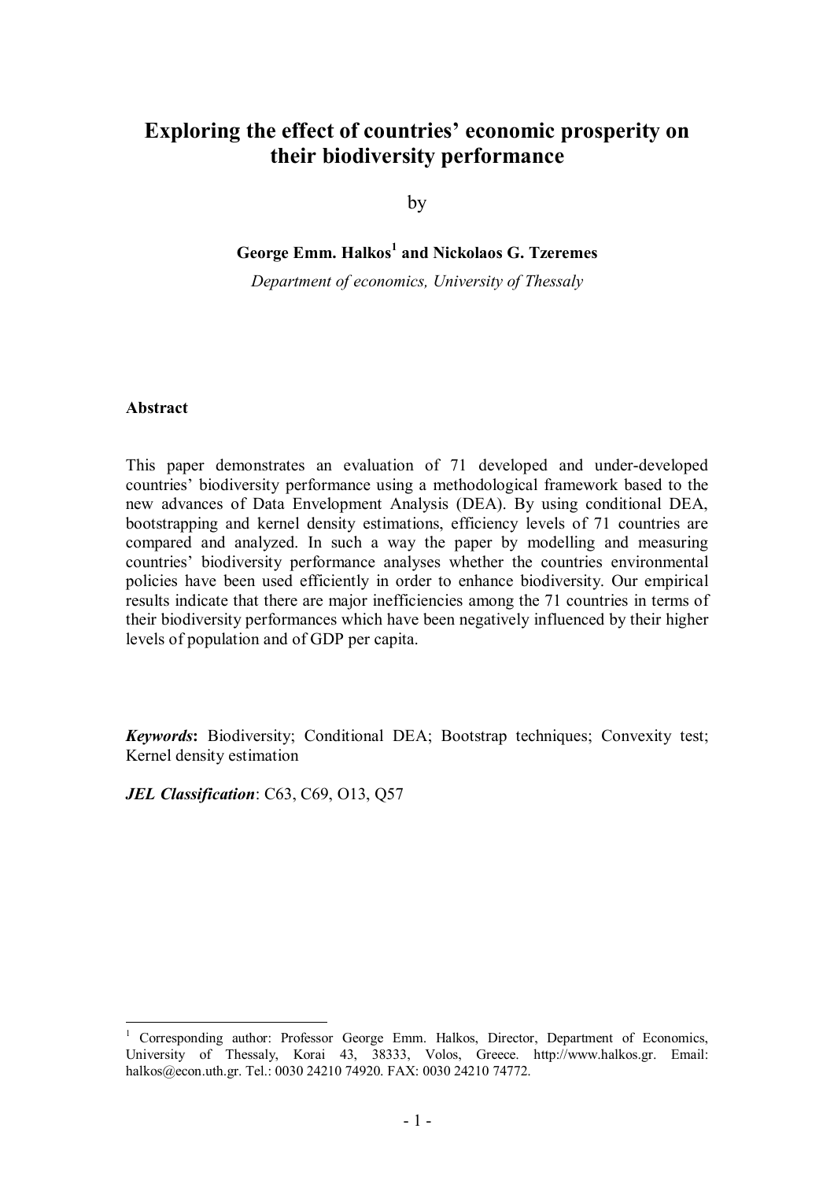# Exploring the effect of countries' economic prosperity on their biodiversity performance

by

**George Emm. Halkos[1] and Nickolaos G. Tzeremes**

*Department of economics, University of Thessaly*

**Abstract**

This paper demonstrates an evaluation of 71 developed and under-developed countries' biodiversity performance using a methodological framework based to the new advances of Data Envelopment Analysis (DEA). By using conditional DEA, bootstrapping and kernel density estimations, efficiency levels of 71 countries are compared and analyzed. In such a way the paper by modelling and measuring countries' biodiversity performance analyses whether the countries environmental policies have been used efficiently in order to enhance biodiversity. Our empirical results indicate that there are major inefficiencies among the 71 countries in terms of their biodiversity performances which have been negatively influenced by their higher levels of population and of GDP per capita.

***Keywords*:** Biodiversity; Conditional DEA; Bootstrap techniques; Convexity test; Kernel density estimation

***JEL Classification***: C63, C69, O13, Q57

---

[1] Corresponding author: Professor George Emm. Halkos, Director, Department of Economics, University of Thessaly, Korai 43, 38333, Volos, Greece. http://www.halkos.gr. Email: halkos@econ.uth.gr. Tel.: 0030 24210 74920. FAX: 0030 24210 74772.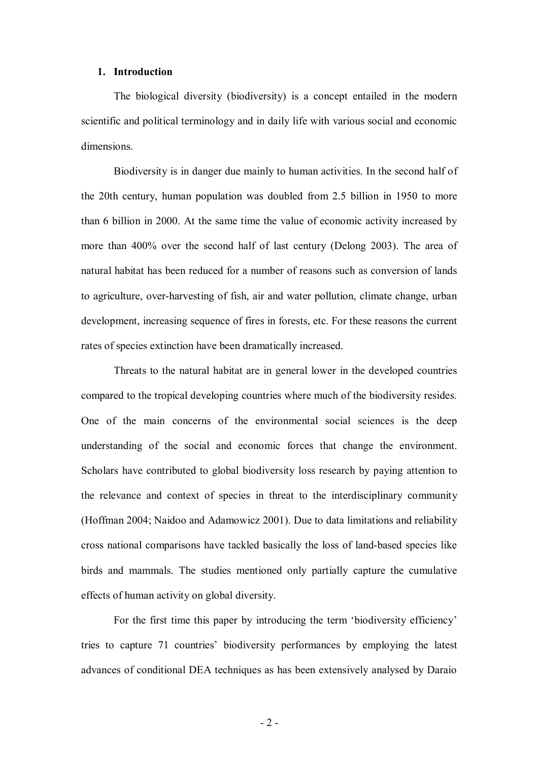## 1. Introduction

The biological diversity (biodiversity) is a concept entailed in the modern scientific and political terminology and in daily life with various social and economic dimensions.

Biodiversity is in danger due mainly to human activities. In the second half of the 20th century, human population was doubled from 2.5 billion in 1950 to more than 6 billion in 2000. At the same time the value of economic activity increased by more than 400% over the second half of last century (Delong 2003). The area of natural habitat has been reduced for a number of reasons such as conversion of lands to agriculture, over-harvesting of fish, air and water pollution, climate change, urban development, increasing sequence of fires in forests, etc. For these reasons the current rates of species extinction have been dramatically increased.

Threats to the natural habitat are in general lower in the developed countries compared to the tropical developing countries where much of the biodiversity resides. One of the main concerns of the environmental social sciences is the deep understanding of the social and economic forces that change the environment. Scholars have contributed to global biodiversity loss research by paying attention to the relevance and context of species in threat to the interdisciplinary community (Hoffman 2004; Naidoo and Adamowicz 2001). Due to data limitations and reliability cross national comparisons have tackled basically the loss of land-based species like birds and mammals. The studies mentioned only partially capture the cumulative effects of human activity on global diversity.

For the first time this paper by introducing the term 'biodiversity efficiency' tries to capture 71 countries' biodiversity performances by employing the latest advances of conditional DEA techniques as has been extensively analysed by Daraio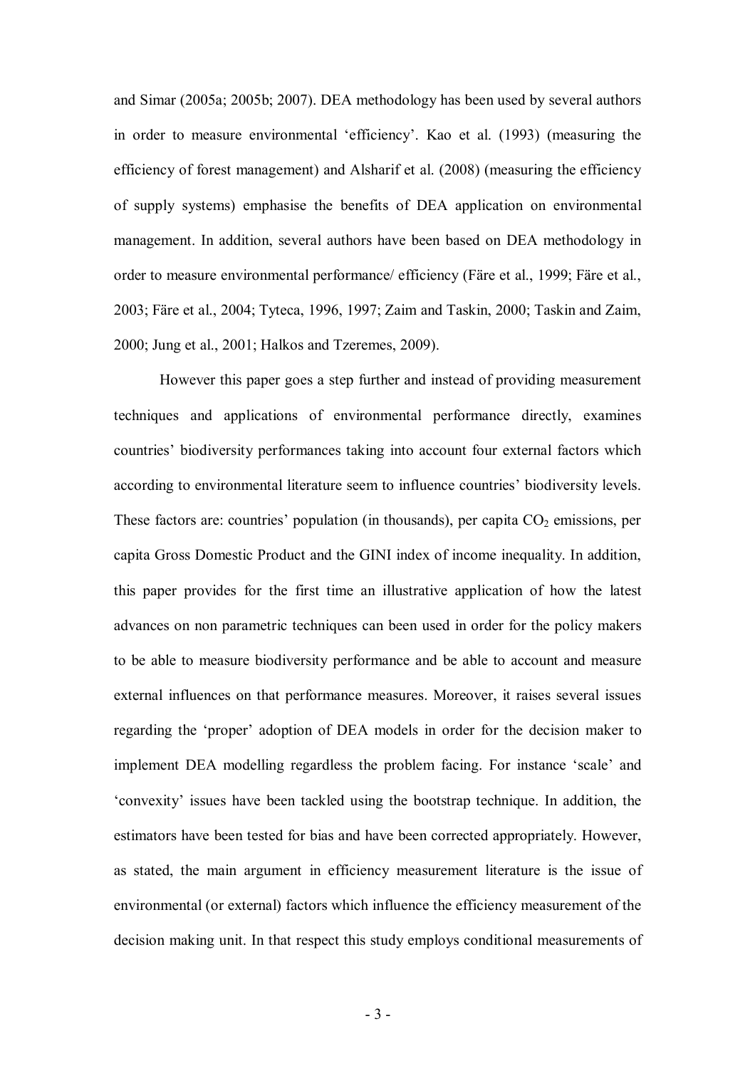and Simar (2005a; 2005b; 2007). DEA methodology has been used by several authors in order to measure environmental 'efficiency'. Kao et al. (1993) (measuring the efficiency of forest management) and Alsharif et al. (2008) (measuring the efficiency of supply systems) emphasise the benefits of DEA application on environmental management. In addition, several authors have been based on DEA methodology in order to measure environmental performance/ efficiency (Färe et al., 1999; Färe et al., 2003; Färe et al., 2004; Tyteca, 1996, 1997; Zaim and Taskin, 2000; Taskin and Zaim, 2000; Jung et al., 2001; Halkos and Tzeremes, 2009).

However this paper goes a step further and instead of providing measurement techniques and applications of environmental performance directly, examines countries' biodiversity performances taking into account four external factors which according to environmental literature seem to influence countries' biodiversity levels. These factors are: countries' population (in thousands), per capita $CO_2$ emissions, per capita Gross Domestic Product and the GINI index of income inequality. In addition, this paper provides for the first time an illustrative application of how the latest advances on non parametric techniques can been used in order for the policy makers to be able to measure biodiversity performance and be able to account and measure external influences on that performance measures. Moreover, it raises several issues regarding the 'proper' adoption of DEA models in order for the decision maker to implement DEA modelling regardless the problem facing. For instance 'scale' and 'convexity' issues have been tackled using the bootstrap technique. In addition, the estimators have been tested for bias and have been corrected appropriately. However, as stated, the main argument in efficiency measurement literature is the issue of environmental (or external) factors which influence the efficiency measurement of the decision making unit. In that respect this study employs conditional measurements of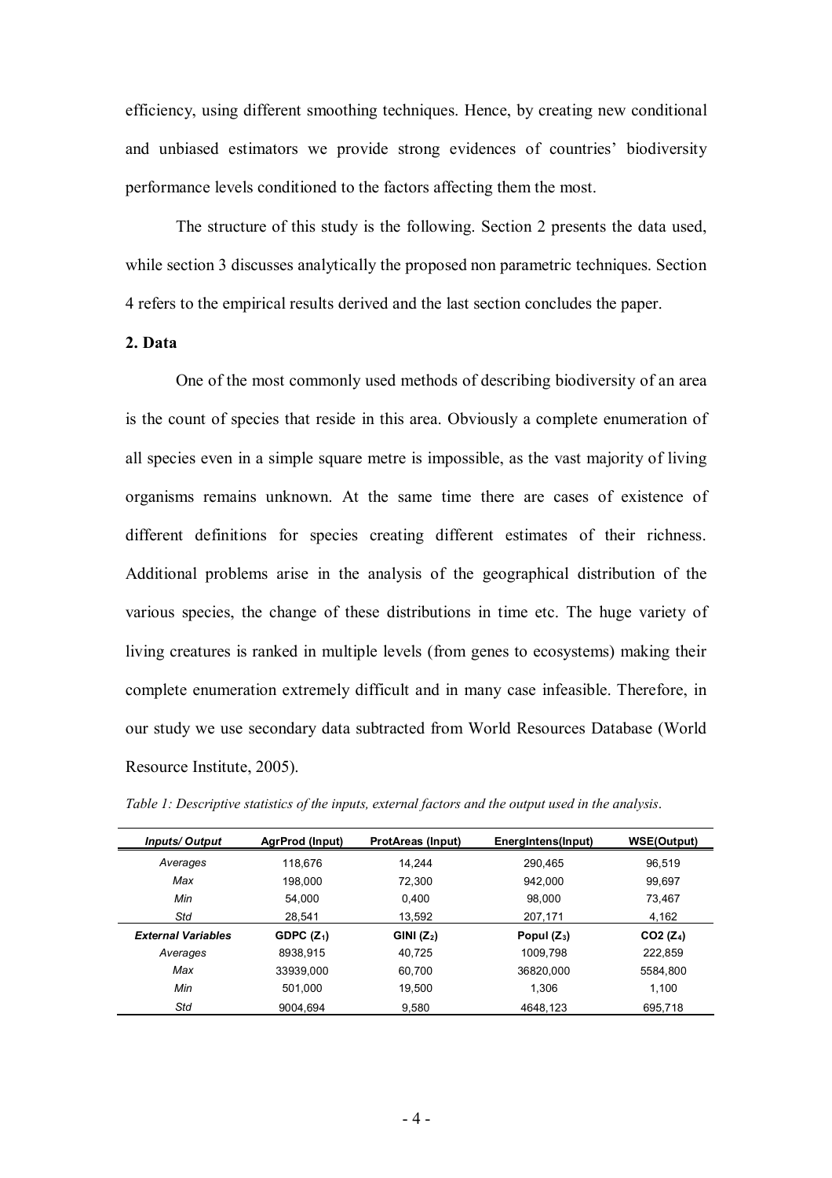efficiency, using different smoothing techniques. Hence, by creating new conditional and unbiased estimators we provide strong evidences of countries' biodiversity performance levels conditioned to the factors affecting them the most.

The structure of this study is the following. Section 2 presents the data used, while section 3 discusses analytically the proposed non parametric techniques. Section 4 refers to the empirical results derived and the last section concludes the paper.

## 2. Data

One of the most commonly used methods of describing biodiversity of an area is the count of species that reside in this area. Obviously a complete enumeration of all species even in a simple square metre is impossible, as the vast majority of living organisms remains unknown. At the same time there are cases of existence of different definitions for species creating different estimates of their richness. Additional problems arise in the analysis of the geographical distribution of the various species, the change of these distributions in time etc. The huge variety of living creatures is ranked in multiple levels (from genes to ecosystems) making their complete enumeration extremely difficult and in many case infeasible. Therefore, in our study we use secondary data subtracted from World Resources Database (World Resource Institute, 2005).

*Table 1: Descriptive statistics of the inputs, external factors and the output used in the analysis.*

| *Inputs/ Output* | AgrProd (Input) | ProtAreas (Input) | EnergIntens(Input) | WSE(Output) |
|---|---|---|---|---|
| *Averages* | 118,676 | 14,244 | 290,465 | 96,519 |
| *Max* | 198,000 | 72,300 | 942,000 | 99,697 |
| *Min* | 54,000 | 0,400 | 98,000 | 73,467 |
| *Std* | 28,541 | 13,592 | 207,171 | 4,162 |
| ***External Variables*** | **GDPC ($Z_1$)** | **GINI ($Z_2$)** | **Popul ($Z_3$)** | **CO2 ($Z_4$)** |
| *Averages* | 8938,915 | 40,725 | 1009,798 | 222,859 |
| *Max* | 33939,000 | 60,700 | 36820,000 | 5584,800 |
| *Min* | 501,000 | 19,500 | 1,306 | 1,100 |
| *Std* | 9004,694 | 9,580 | 4648,123 | 695,718 |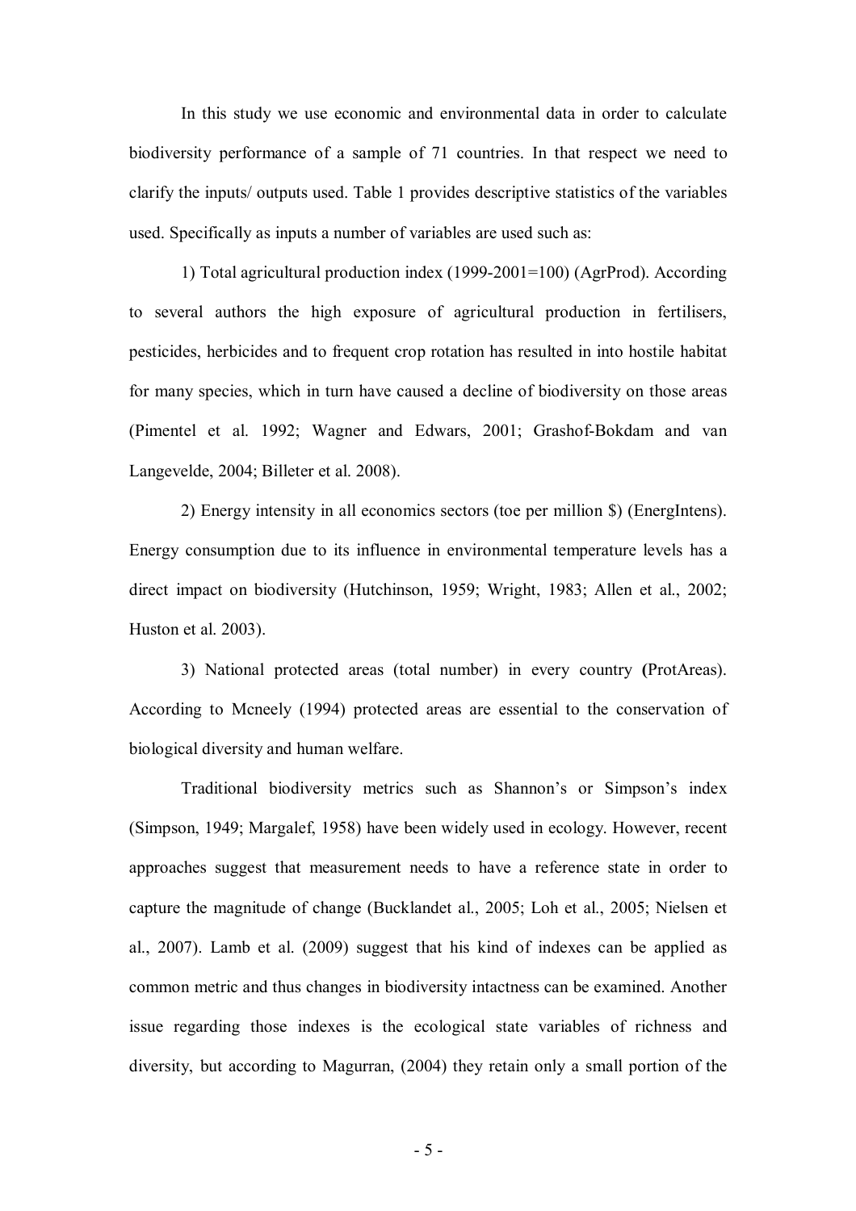In this study we use economic and environmental data in order to calculate biodiversity performance of a sample of 71 countries. In that respect we need to clarify the inputs/ outputs used. Table 1 provides descriptive statistics of the variables used. Specifically as inputs a number of variables are used such as:

1) Total agricultural production index (1999-2001=100) (AgrProd). According to several authors the high exposure of agricultural production in fertilisers, pesticides, herbicides and to frequent crop rotation has resulted in into hostile habitat for many species, which in turn have caused a decline of biodiversity on those areas (Pimentel et al. 1992; Wagner and Edwars, 2001; Grashof-Bokdam and van Langevelde, 2004; Billeter et al. 2008).

2) Energy intensity in all economics sectors (toe per million $) (EnergIntens). Energy consumption due to its influence in environmental temperature levels has a direct impact on biodiversity (Hutchinson, 1959; Wright, 1983; Allen et al., 2002; Huston et al. 2003).

3) National protected areas (total number) in every country **(**ProtAreas). According to Mcneely (1994) protected areas are essential to the conservation of biological diversity and human welfare.

Traditional biodiversity metrics such as Shannon's or Simpson's index (Simpson, 1949; Margalef, 1958) have been widely used in ecology. However, recent approaches suggest that measurement needs to have a reference state in order to capture the magnitude of change (Bucklandet al., 2005; Loh et al., 2005; Nielsen et al., 2007). Lamb et al. (2009) suggest that his kind of indexes can be applied as common metric and thus changes in biodiversity intactness can be examined. Another issue regarding those indexes is the ecological state variables of richness and diversity, but according to Magurran, (2004) they retain only a small portion of the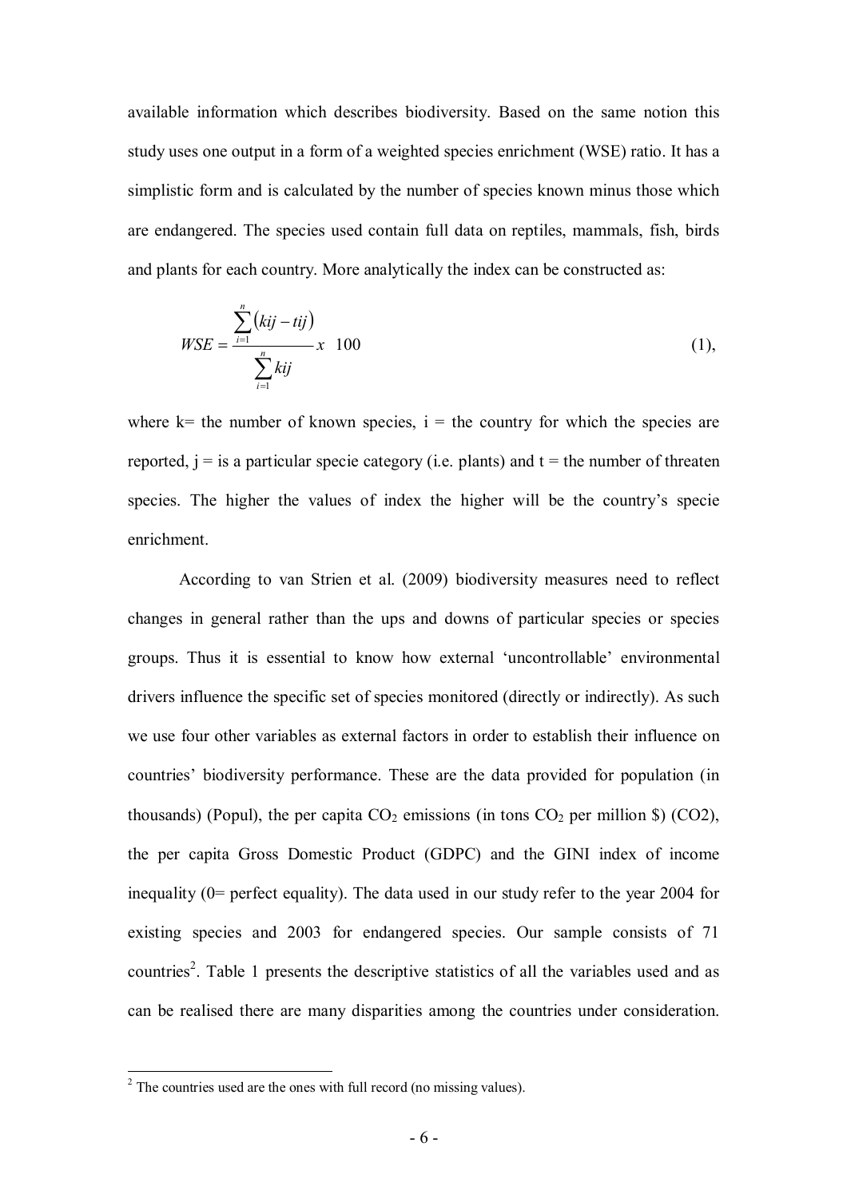available information which describes biodiversity. Based on the same notion this study uses one output in a form of a weighted species enrichment (WSE) ratio. It has a simplistic form and is calculated by the number of species known minus those which are endangered. The species used contain full data on reptiles, mammals, fish, birds and plants for each country. More analytically the index can be constructed as:

$$WSE = \frac{\sum_{i=1}^{n}(kij - tij)}{\sum_{i=1}^{n} kij} x \quad 100 \tag{1}$$

where k= the number of known species, i = the country for which the species are reported, j = is a particular specie category (i.e. plants) and t = the number of threaten species. The higher the values of index the higher will be the country's specie enrichment.

According to van Strien et al. (2009) biodiversity measures need to reflect changes in general rather than the ups and downs of particular species or species groups. Thus it is essential to know how external 'uncontrollable' environmental drivers influence the specific set of species monitored (directly or indirectly). As such we use four other variables as external factors in order to establish their influence on countries' biodiversity performance. These are the data provided for population (in thousands) (Popul), the per capita $CO_2$ emissions (in tons $CO_2$ per million \$) (CO2), the per capita Gross Domestic Product (GDPC) and the GINI index of income inequality (0= perfect equality). The data used in our study refer to the year 2004 for existing species and 2003 for endangered species. Our sample consists of 71 countries[2]. Table 1 presents the descriptive statistics of all the variables used and as can be realised there are many disparities among the countries under consideration.

[2] The countries used are the ones with full record (no missing values).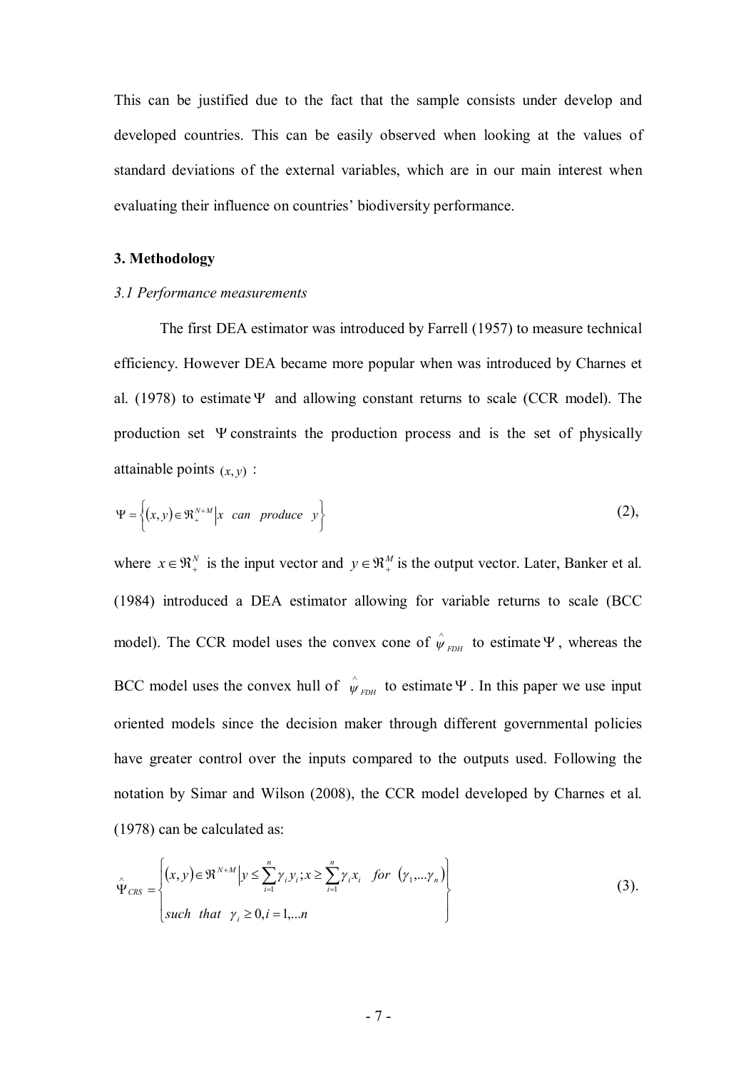This can be justified due to the fact that the sample consists under develop and developed countries. This can be easily observed when looking at the values of standard deviations of the external variables, which are in our main interest when evaluating their influence on countries' biodiversity performance.

## 3. Methodology

### *3.1 Performance measurements*

The first DEA estimator was introduced by Farrell (1957) to measure technical efficiency. However DEA became more popular when was introduced by Charnes et al. (1978) to estimate $\Psi$ and allowing constant returns to scale (CCR model). The production set $\Psi$ constraints the production process and is the set of physically attainable points $(x, y)$ :

$$\Psi = \left\{ (x, y) \in \Re_{+}^{N+M} \middle| x \;\; can \;\; produce \;\; y \right\} \tag{2}$$

where $x \in \Re_{+}^{N}$ is the input vector and $y \in \Re_{+}^{M}$ is the output vector. Later, Banker et al. (1984) introduced a DEA estimator allowing for variable returns to scale (BCC model). The CCR model uses the convex cone of $\hat{\psi}_{FDH}$ to estimate $\Psi$, whereas the BCC model uses the convex hull of $\hat{\psi}_{FDH}$ to estimate $\Psi$. In this paper we use input oriented models since the decision maker through different governmental policies have greater control over the inputs compared to the outputs used. Following the notation by Simar and Wilson (2008), the CCR model developed by Charnes et al. (1978) can be calculated as:

$$\hat{\Psi}_{CRS} = \left\{ \begin{aligned} & (x, y) \in \Re^{N+M} \middle| y \leq \sum_{i=1}^{n} \gamma_i y_i ; x \geq \sum_{i=1}^{n} \gamma_i x_i \;\; for \;\; (\gamma_1, ... \gamma_n) \\ & such \;\; that \;\; \gamma_i \geq 0, i = 1, ... n \end{aligned} \right\} \tag{3}$$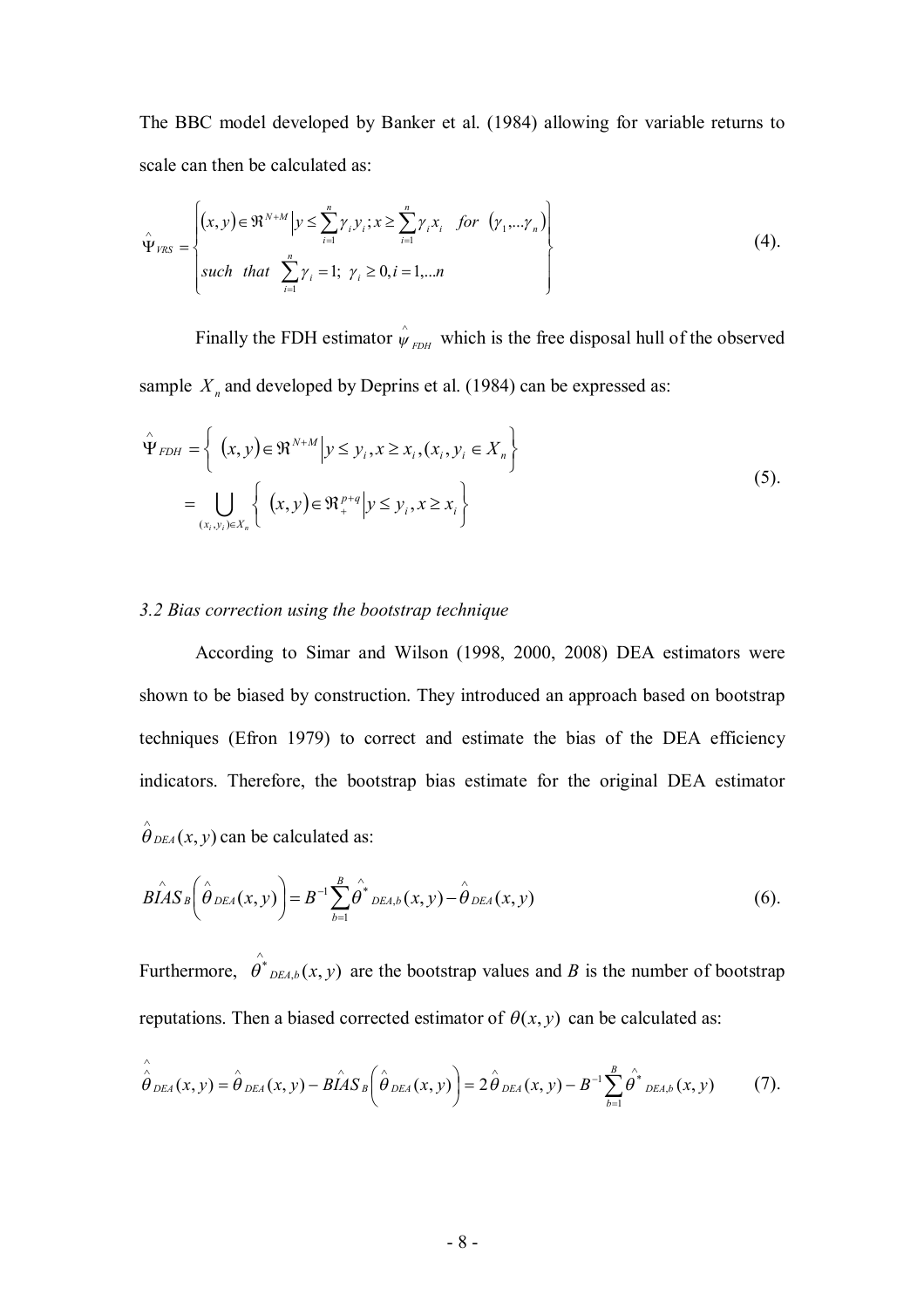The BBC model developed by Banker et al. (1984) allowing for variable returns to scale can then be calculated as:

$$\hat{\Psi}_{VRS} = \left\{ \begin{array}{l} (x,y) \in \Re^{N+M} \left| y \le \sum_{i=1}^{n} \gamma_i y_i ; x \ge \sum_{i=1}^{n} \gamma_i x_i \quad for \quad (\gamma_1, ... \gamma_n) \right. \\ such \quad that \quad \sum_{i=1}^{n} \gamma_i = 1; \; \gamma_i \ge 0, i = 1, ... n \end{array} \right\} \tag{4}$$

Finally the FDH estimator $\hat{\psi}_{FDH}$ which is the free disposal hull of the observed sample $X_n$ and developed by Deprins et al. (1984) can be expressed as:

$$\begin{aligned} \hat{\Psi}_{FDH} &= \left\{ (x,y) \in \Re^{N+M} \left| y \le y_i, x \ge x_i, (x_i, y_i \in X_n \right. \right\} \\ &= \bigcup_{(x_i, y_i) \in X_n} \left\{ (x,y) \in \Re_{+}^{p+q} \left| y \le y_i, x \ge x_i \right. \right\} \end{aligned} \tag{5}$$

*3.2 Bias correction using the bootstrap technique*

According to Simar and Wilson (1998, 2000, 2008) DEA estimators were shown to be biased by construction. They introduced an approach based on bootstrap techniques (Efron 1979) to correct and estimate the bias of the DEA efficiency indicators. Therefore, the bootstrap bias estimate for the original DEA estimator $\hat{\theta}_{DEA}(x,y)$ can be calculated as:

$$\hat{BIAS}_B\left(\hat{\theta}_{DEA}(x,y)\right) = B^{-1} \sum_{b=1}^{B} \hat{\theta}^{*}_{DEA,b}(x,y) - \hat{\theta}_{DEA}(x,y) \tag{6}$$

Furthermore, $\hat{\theta}^{*}_{DEA,b}(x,y)$ are the bootstrap values and *B* is the number of bootstrap reputations. Then a biased corrected estimator of $\theta(x,y)$ can be calculated as:

$$\hat{\hat{\theta}}_{DEA}(x,y) = \hat{\theta}_{DEA}(x,y) - \hat{BIAS}_B\left(\hat{\theta}_{DEA}(x,y)\right) = 2\hat{\theta}_{DEA}(x,y) - B^{-1} \sum_{b=1}^{B} \hat{\theta}^{*}_{DEA,b}(x,y) \tag{7}$$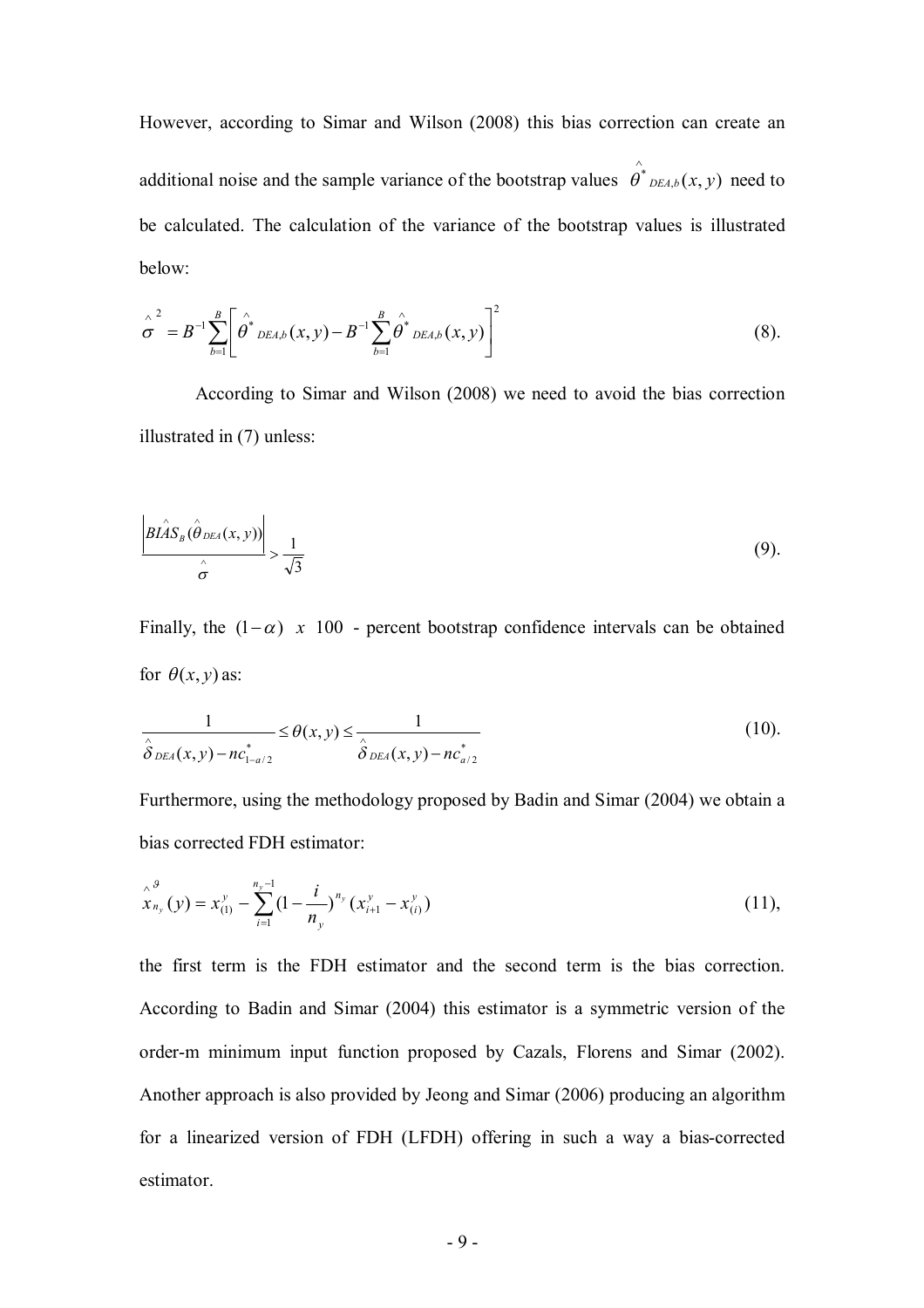However, according to Simar and Wilson (2008) this bias correction can create an additional noise and the sample variance of the bootstrap values $\hat{\theta}^*_{DEA,b}(x,y)$ need to be calculated. The calculation of the variance of the bootstrap values is illustrated below:

$$\hat{\sigma}^2 = B^{-1}\sum_{b=1}^{B}\left[\hat{\theta}^*_{DEA,b}(x,y) - B^{-1}\sum_{b=1}^{B}\hat{\theta}^*_{DEA,b}(x,y)\right]^2 \tag{8}$$

According to Simar and Wilson (2008) we need to avoid the bias correction illustrated in (7) unless:

$$\frac{\left|\hat{BIAS}_B(\hat{\theta}_{DEA}(x,y))\right|}{\hat{\sigma}} > \frac{1}{\sqrt{3}} \tag{9}$$

Finally, the $(1-\alpha)\ x\ 100$ - percent bootstrap confidence intervals can be obtained for $\theta(x,y)$ as:

$$\frac{1}{\hat{\delta}_{DEA}(x,y) - nc^*_{1-a/2}} \leq \theta(x,y) \leq \frac{1}{\hat{\delta}_{DEA}(x,y) - nc^*_{a/2}} \tag{10}$$

Furthermore, using the methodology proposed by Badin and Simar (2004) we obtain a bias corrected FDH estimator:

$$\hat{x}^{\vartheta}_{n_y}(y) = x^y_{(1)} - \sum_{i=1}^{n_y-1}(1-\frac{i}{n_y})^{n_y}(x^y_{i+1} - x^y_{(i)}) \tag{11}$$

the first term is the FDH estimator and the second term is the bias correction. According to Badin and Simar (2004) this estimator is a symmetric version of the order-m minimum input function proposed by Cazals, Florens and Simar (2002). Another approach is also provided by Jeong and Simar (2006) producing an algorithm for a linearized version of FDH (LFDH) offering in such a way a bias-corrected estimator.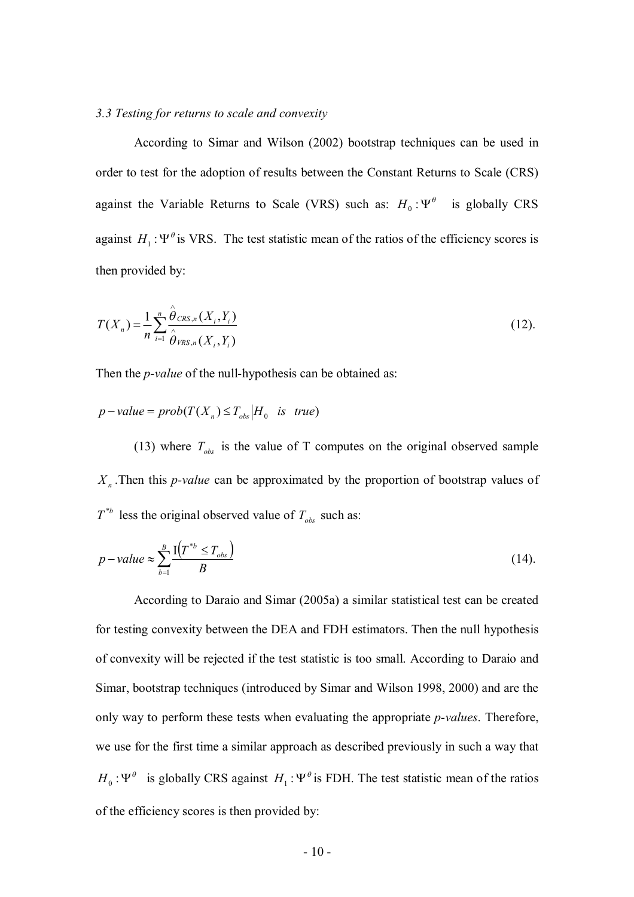*3.3 Testing for returns to scale and convexity*

According to Simar and Wilson (2002) bootstrap techniques can be used in order to test for the adoption of results between the Constant Returns to Scale (CRS) against the Variable Returns to Scale (VRS) such as: $H_0 : \Psi^{\theta}$ is globally CRS against $H_1 : \Psi^{\theta}$ is VRS. The test statistic mean of the ratios of the efficiency scores is then provided by:

$$T(X_n) = \frac{1}{n} \sum_{i=1}^{n} \frac{\hat{\theta}_{CRS,n}(X_i, Y_i)}{\hat{\theta}_{VRS,n}(X_i, Y_i)} \tag{12}$$

Then the *p-value* of the null-hypothesis can be obtained as:

$$p - value = prob(T(X_n) \leq T_{obs} | H_0 \quad is \quad true)$$

(13) where $T_{obs}$ is the value of T computes on the original observed sample $X_n$. Then this *p-value* can be approximated by the proportion of bootstrap values of $T^{*b}$ less the original observed value of $T_{obs}$ such as:

$$p - value \approx \sum_{b=1}^{B} \frac{\mathrm{I}\left(T^{*b} \leq T_{obs}\right)}{B} \tag{14}$$

According to Daraio and Simar (2005a) a similar statistical test can be created for testing convexity between the DEA and FDH estimators. Then the null hypothesis of convexity will be rejected if the test statistic is too small. According to Daraio and Simar, bootstrap techniques (introduced by Simar and Wilson 1998, 2000) and are the only way to perform these tests when evaluating the appropriate *p-values*. Therefore, we use for the first time a similar approach as described previously in such a way that $H_0 : \Psi^{\theta}$ is globally CRS against $H_1 : \Psi^{\theta}$ is FDH. The test statistic mean of the ratios of the efficiency scores is then provided by: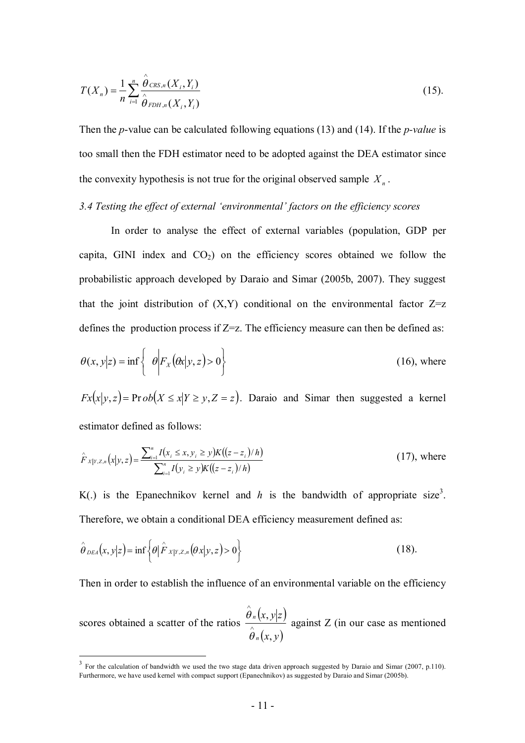$$T(X_n) = \frac{1}{n}\sum_{i=1}^{n} \frac{\hat{\theta}_{CRS,n}(X_i, Y_i)}{\hat{\theta}_{FDH,n}(X_i, Y_i)} \quad (15).$$

Then the *p*-value can be calculated following equations (13) and (14). If the *p-value* is too small then the FDH estimator need to be adopted against the DEA estimator since the convexity hypothesis is not true for the original observed sample $X_n$.

*3.4 Testing the effect of external 'environmental' factors on the efficiency scores*

In order to analyse the effect of external variables (population, GDP per capita, GINI index and $CO_2$) on the efficiency scores obtained we follow the probabilistic approach developed by Daraio and Simar (2005b, 2007). They suggest that the joint distribution of (X,Y) conditional on the environmental factor Z=z defines the production process if Z=z. The efficiency measure can then be defined as:

$$\theta(x, y|z) = \inf\left\{ \theta \middle| F_X(\theta x|y, z) > 0 \right\} \quad (16), \text{ where}$$

$Fx(x|y, z) = \Pr ob(X \leq x|Y \geq y, Z = z)$. Daraio and Simar then suggested a kernel estimator defined as follows:

$$\hat{F}_{X|Y,Z,n}(x|y, z) = \frac{\sum_{i=1}^{n} I(x_i \leq x, y_i \geq y)K((z - z_i)/h)}{\sum_{i=1}^{n} I(y_i \geq y)K((z - z_i)/h)} \quad (17), \text{ where}$$

K(.) is the Epanechnikov kernel and *h* is the bandwidth of appropriate size[3]. Therefore, we obtain a conditional DEA efficiency measurement defined as:

$$\hat{\theta}_{DEA}(x, y|z) = \inf\left\{\theta \middle| \hat{F}_{X|Y,Z,n}(\theta x|y, z) > 0\right\} \quad (18).$$

Then in order to establish the influence of an environmental variable on the efficiency scores obtained a scatter of the ratios $\frac{\hat{\theta}_n(x, y|z)}{\hat{\theta}_n(x, y)}$ against Z (in our case as mentioned

[3] For the calculation of bandwidth we used the two stage data driven approach suggested by Daraio and Simar (2007, p.110). Furthermore, we have used kernel with compact support (Epanechnikov) as suggested by Daraio and Simar (2005b).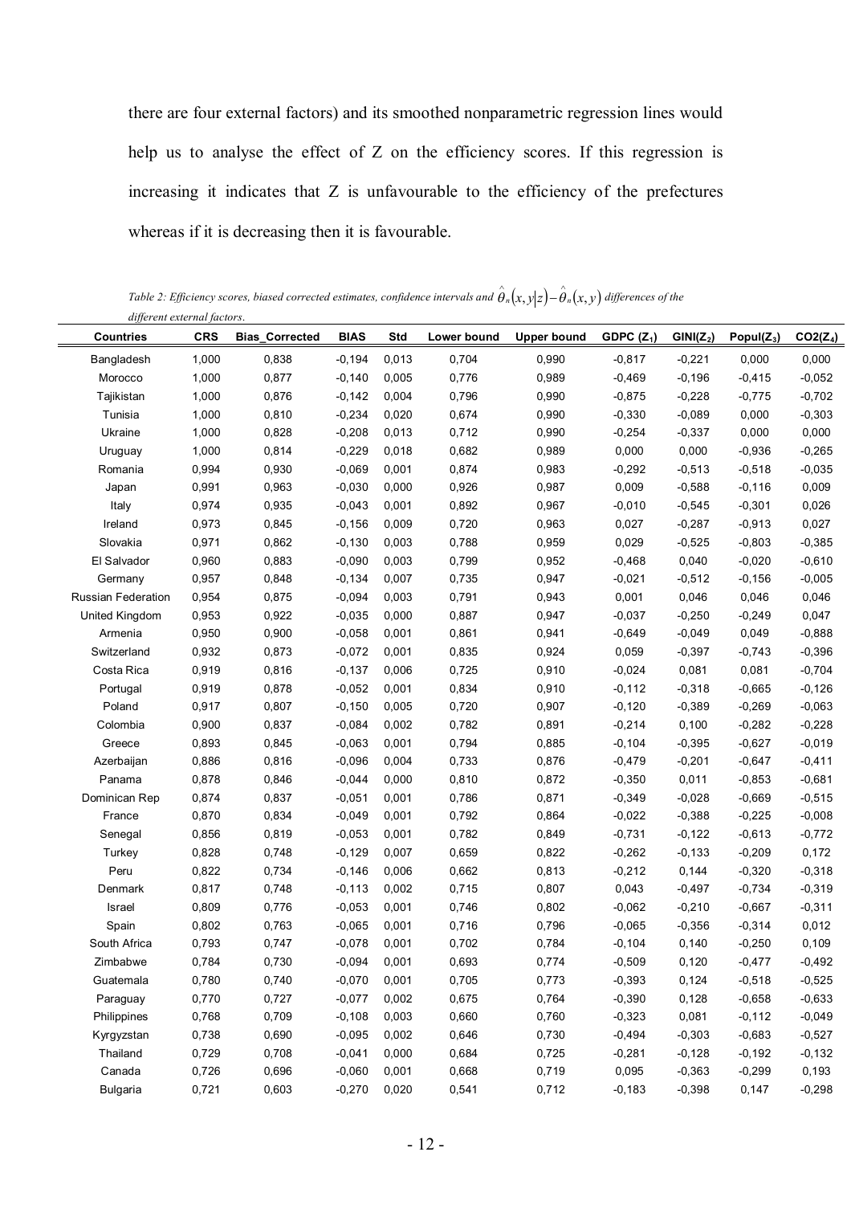there are four external factors) and its smoothed nonparametric regression lines would help us to analyse the effect of Z on the efficiency scores. If this regression is increasing it indicates that Z is unfavourable to the efficiency of the prefectures whereas if it is decreasing then it is favourable.

*Table 2: Efficiency scores, biased corrected estimates, confidence intervals and $\hat{\theta}_n(x,y|z)-\hat{\theta}_n(x,y)$ differences of the different external factors.*

| Countries | CRS | Bias_Corrected | BIAS | Std | Lower bound | Upper bound | GDPC ($Z_1$) | GINI($Z_2$) | Popul($Z_3$) | CO2($Z_4$) |
|---|---|---|---|---|---|---|---|---|---|---|
| Bangladesh | 1,000 | 0,838 | -0,194 | 0,013 | 0,704 | 0,990 | -0,817 | -0,221 | 0,000 | 0,000 |
| Morocco | 1,000 | 0,877 | -0,140 | 0,005 | 0,776 | 0,989 | -0,469 | -0,196 | -0,415 | -0,052 |
| Tajikistan | 1,000 | 0,876 | -0,142 | 0,004 | 0,796 | 0,990 | -0,875 | -0,228 | -0,775 | -0,702 |
| Tunisia | 1,000 | 0,810 | -0,234 | 0,020 | 0,674 | 0,990 | -0,330 | -0,089 | 0,000 | -0,303 |
| Ukraine | 1,000 | 0,828 | -0,208 | 0,013 | 0,712 | 0,990 | -0,254 | -0,337 | 0,000 | 0,000 |
| Uruguay | 1,000 | 0,814 | -0,229 | 0,018 | 0,682 | 0,989 | 0,000 | 0,000 | -0,936 | -0,265 |
| Romania | 0,994 | 0,930 | -0,069 | 0,001 | 0,874 | 0,983 | -0,292 | -0,513 | -0,518 | -0,035 |
| Japan | 0,991 | 0,963 | -0,030 | 0,000 | 0,926 | 0,987 | 0,009 | -0,588 | -0,116 | 0,009 |
| Italy | 0,974 | 0,935 | -0,043 | 0,001 | 0,892 | 0,967 | -0,010 | -0,545 | -0,301 | 0,026 |
| Ireland | 0,973 | 0,845 | -0,156 | 0,009 | 0,720 | 0,963 | 0,027 | -0,287 | -0,913 | 0,027 |
| Slovakia | 0,971 | 0,862 | -0,130 | 0,003 | 0,788 | 0,959 | 0,029 | -0,525 | -0,803 | -0,385 |
| El Salvador | 0,960 | 0,883 | -0,090 | 0,003 | 0,799 | 0,952 | -0,468 | 0,040 | -0,020 | -0,610 |
| Germany | 0,957 | 0,848 | -0,134 | 0,007 | 0,735 | 0,947 | -0,021 | -0,512 | -0,156 | -0,005 |
| Russian Federation | 0,954 | 0,875 | -0,094 | 0,003 | 0,791 | 0,943 | 0,001 | 0,046 | 0,046 | 0,046 |
| United Kingdom | 0,953 | 0,922 | -0,035 | 0,000 | 0,887 | 0,947 | -0,037 | -0,250 | -0,249 | 0,047 |
| Armenia | 0,950 | 0,900 | -0,058 | 0,001 | 0,861 | 0,941 | -0,649 | -0,049 | 0,049 | -0,888 |
| Switzerland | 0,932 | 0,873 | -0,072 | 0,001 | 0,835 | 0,924 | 0,059 | -0,397 | -0,743 | -0,396 |
| Costa Rica | 0,919 | 0,816 | -0,137 | 0,006 | 0,725 | 0,910 | -0,024 | 0,081 | 0,081 | -0,704 |
| Portugal | 0,919 | 0,878 | -0,052 | 0,001 | 0,834 | 0,910 | -0,112 | -0,318 | -0,665 | -0,126 |
| Poland | 0,917 | 0,807 | -0,150 | 0,005 | 0,720 | 0,907 | -0,120 | -0,389 | -0,269 | -0,063 |
| Colombia | 0,900 | 0,837 | -0,084 | 0,002 | 0,782 | 0,891 | -0,214 | 0,100 | -0,282 | -0,228 |
| Greece | 0,893 | 0,845 | -0,063 | 0,001 | 0,794 | 0,885 | -0,104 | -0,395 | -0,627 | -0,019 |
| Azerbaijan | 0,886 | 0,816 | -0,096 | 0,004 | 0,733 | 0,876 | -0,479 | -0,201 | -0,647 | -0,411 |
| Panama | 0,878 | 0,846 | -0,044 | 0,000 | 0,810 | 0,872 | -0,350 | 0,011 | -0,853 | -0,681 |
| Dominican Rep | 0,874 | 0,837 | -0,051 | 0,001 | 0,786 | 0,871 | -0,349 | -0,028 | -0,669 | -0,515 |
| France | 0,870 | 0,834 | -0,049 | 0,001 | 0,792 | 0,864 | -0,022 | -0,388 | -0,225 | -0,008 |
| Senegal | 0,856 | 0,819 | -0,053 | 0,001 | 0,782 | 0,849 | -0,731 | -0,122 | -0,613 | -0,772 |
| Turkey | 0,828 | 0,748 | -0,129 | 0,007 | 0,659 | 0,822 | -0,262 | -0,133 | -0,209 | 0,172 |
| Peru | 0,822 | 0,734 | -0,146 | 0,006 | 0,662 | 0,813 | -0,212 | 0,144 | -0,320 | -0,318 |
| Denmark | 0,817 | 0,748 | -0,113 | 0,002 | 0,715 | 0,807 | 0,043 | -0,497 | -0,734 | -0,319 |
| Israel | 0,809 | 0,776 | -0,053 | 0,001 | 0,746 | 0,802 | -0,062 | -0,210 | -0,667 | -0,311 |
| Spain | 0,802 | 0,763 | -0,065 | 0,001 | 0,716 | 0,796 | -0,065 | -0,356 | -0,314 | 0,012 |
| South Africa | 0,793 | 0,747 | -0,078 | 0,001 | 0,702 | 0,784 | -0,104 | 0,140 | -0,250 | 0,109 |
| Zimbabwe | 0,784 | 0,730 | -0,094 | 0,001 | 0,693 | 0,774 | -0,509 | 0,120 | -0,477 | -0,492 |
| Guatemala | 0,780 | 0,740 | -0,070 | 0,001 | 0,705 | 0,773 | -0,393 | 0,124 | -0,518 | -0,525 |
| Paraguay | 0,770 | 0,727 | -0,077 | 0,002 | 0,675 | 0,764 | -0,390 | 0,128 | -0,658 | -0,633 |
| Philippines | 0,768 | 0,709 | -0,108 | 0,003 | 0,660 | 0,760 | -0,323 | 0,081 | -0,112 | -0,049 |
| Kyrgyzstan | 0,738 | 0,690 | -0,095 | 0,002 | 0,646 | 0,730 | -0,494 | -0,303 | -0,683 | -0,527 |
| Thailand | 0,729 | 0,708 | -0,041 | 0,000 | 0,684 | 0,725 | -0,281 | -0,128 | -0,192 | -0,132 |
| Canada | 0,726 | 0,696 | -0,060 | 0,001 | 0,668 | 0,719 | 0,095 | -0,363 | -0,299 | 0,193 |
| Bulgaria | 0,721 | 0,603 | -0,270 | 0,020 | 0,541 | 0,712 | -0,183 | -0,398 | 0,147 | -0,298 |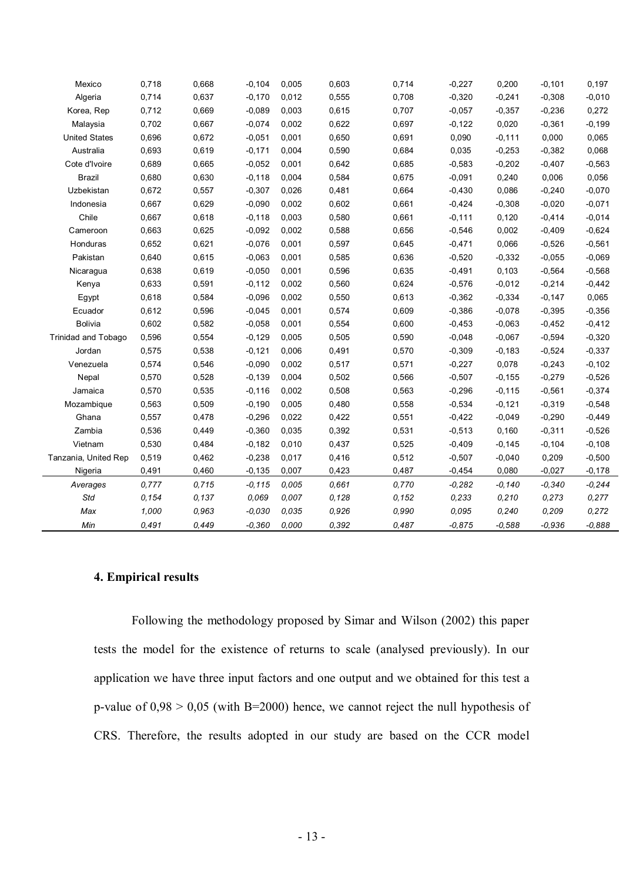| | | | | | | | | | | |
|---|---|---|---|---|---|---|---|---|---|---|
| Mexico | 0,718 | 0,668 | -0,104 | 0,005 | 0,603 | 0,714 | -0,227 | 0,200 | -0,101 | 0,197 |
| Algeria | 0,714 | 0,637 | -0,170 | 0,012 | 0,555 | 0,708 | -0,320 | -0,241 | -0,308 | -0,010 |
| Korea, Rep | 0,712 | 0,669 | -0,089 | 0,003 | 0,615 | 0,707 | -0,057 | -0,357 | -0,236 | 0,272 |
| Malaysia | 0,702 | 0,667 | -0,074 | 0,002 | 0,622 | 0,697 | -0,122 | 0,020 | -0,361 | -0,199 |
| United States | 0,696 | 0,672 | -0,051 | 0,001 | 0,650 | 0,691 | 0,090 | -0,111 | 0,000 | 0,065 |
| Australia | 0,693 | 0,619 | -0,171 | 0,004 | 0,590 | 0,684 | 0,035 | -0,253 | -0,382 | 0,068 |
| Cote d'Ivoire | 0,689 | 0,665 | -0,052 | 0,001 | 0,642 | 0,685 | -0,583 | -0,202 | -0,407 | -0,563 |
| Brazil | 0,680 | 0,630 | -0,118 | 0,004 | 0,584 | 0,675 | -0,091 | 0,240 | 0,006 | 0,056 |
| Uzbekistan | 0,672 | 0,557 | -0,307 | 0,026 | 0,481 | 0,664 | -0,430 | 0,086 | -0,240 | -0,070 |
| Indonesia | 0,667 | 0,629 | -0,090 | 0,002 | 0,602 | 0,661 | -0,424 | -0,308 | -0,020 | -0,071 |
| Chile | 0,667 | 0,618 | -0,118 | 0,003 | 0,580 | 0,661 | -0,111 | 0,120 | -0,414 | -0,014 |
| Cameroon | 0,663 | 0,625 | -0,092 | 0,002 | 0,588 | 0,656 | -0,546 | 0,002 | -0,409 | -0,624 |
| Honduras | 0,652 | 0,621 | -0,076 | 0,001 | 0,597 | 0,645 | -0,471 | 0,066 | -0,526 | -0,561 |
| Pakistan | 0,640 | 0,615 | -0,063 | 0,001 | 0,585 | 0,636 | -0,520 | -0,332 | -0,055 | -0,069 |
| Nicaragua | 0,638 | 0,619 | -0,050 | 0,001 | 0,596 | 0,635 | -0,491 | 0,103 | -0,564 | -0,568 |
| Kenya | 0,633 | 0,591 | -0,112 | 0,002 | 0,560 | 0,624 | -0,576 | -0,012 | -0,214 | -0,442 |
| Egypt | 0,618 | 0,584 | -0,096 | 0,002 | 0,550 | 0,613 | -0,362 | -0,334 | -0,147 | 0,065 |
| Ecuador | 0,612 | 0,596 | -0,045 | 0,001 | 0,574 | 0,609 | -0,386 | -0,078 | -0,395 | -0,356 |
| Bolivia | 0,602 | 0,582 | -0,058 | 0,001 | 0,554 | 0,600 | -0,453 | -0,063 | -0,452 | -0,412 |
| Trinidad and Tobago | 0,596 | 0,554 | -0,129 | 0,005 | 0,505 | 0,590 | -0,048 | -0,067 | -0,594 | -0,320 |
| Jordan | 0,575 | 0,538 | -0,121 | 0,006 | 0,491 | 0,570 | -0,309 | -0,183 | -0,524 | -0,337 |
| Venezuela | 0,574 | 0,546 | -0,090 | 0,002 | 0,517 | 0,571 | -0,227 | 0,078 | -0,243 | -0,102 |
| Nepal | 0,570 | 0,528 | -0,139 | 0,004 | 0,502 | 0,566 | -0,507 | -0,155 | -0,279 | -0,526 |
| Jamaica | 0,570 | 0,535 | -0,116 | 0,002 | 0,508 | 0,563 | -0,296 | -0,115 | -0,561 | -0,374 |
| Mozambique | 0,563 | 0,509 | -0,190 | 0,005 | 0,480 | 0,558 | -0,534 | -0,121 | -0,319 | -0,548 |
| Ghana | 0,557 | 0,478 | -0,296 | 0,022 | 0,422 | 0,551 | -0,422 | -0,049 | -0,290 | -0,449 |
| Zambia | 0,536 | 0,449 | -0,360 | 0,035 | 0,392 | 0,531 | -0,513 | 0,160 | -0,311 | -0,526 |
| Vietnam | 0,530 | 0,484 | -0,182 | 0,010 | 0,437 | 0,525 | -0,409 | -0,145 | -0,104 | -0,108 |
| Tanzania, United Rep | 0,519 | 0,462 | -0,238 | 0,017 | 0,416 | 0,512 | -0,507 | -0,040 | 0,209 | -0,500 |
| Nigeria | 0,491 | 0,460 | -0,135 | 0,007 | 0,423 | 0,487 | -0,454 | 0,080 | -0,027 | -0,178 |
| *Averages* | *0,777* | *0,715* | *-0,115* | *0,005* | *0,661* | *0,770* | *-0,282* | *-0,140* | *-0,340* | *-0,244* |
| *Std* | *0,154* | *0,137* | *0,069* | *0,007* | *0,128* | *0,152* | *0,233* | *0,210* | *0,273* | *0,277* |
| *Max* | *1,000* | *0,963* | *-0,030* | *0,035* | *0,926* | *0,990* | *0,095* | *0,240* | *0,209* | *0,272* |
| *Min* | *0,491* | *0,449* | *-0,360* | *0,000* | *0,392* | *0,487* | *-0,875* | *-0,588* | *-0,936* | *-0,888* |

#### 4. Empirical results

Following the methodology proposed by Simar and Wilson (2002) this paper tests the model for the existence of returns to scale (analysed previously). In our application we have three input factors and one output and we obtained for this test a p-value of $0,98 > 0,05$ (with B=2000) hence, we cannot reject the null hypothesis of CRS. Therefore, the results adopted in our study are based on the CCR model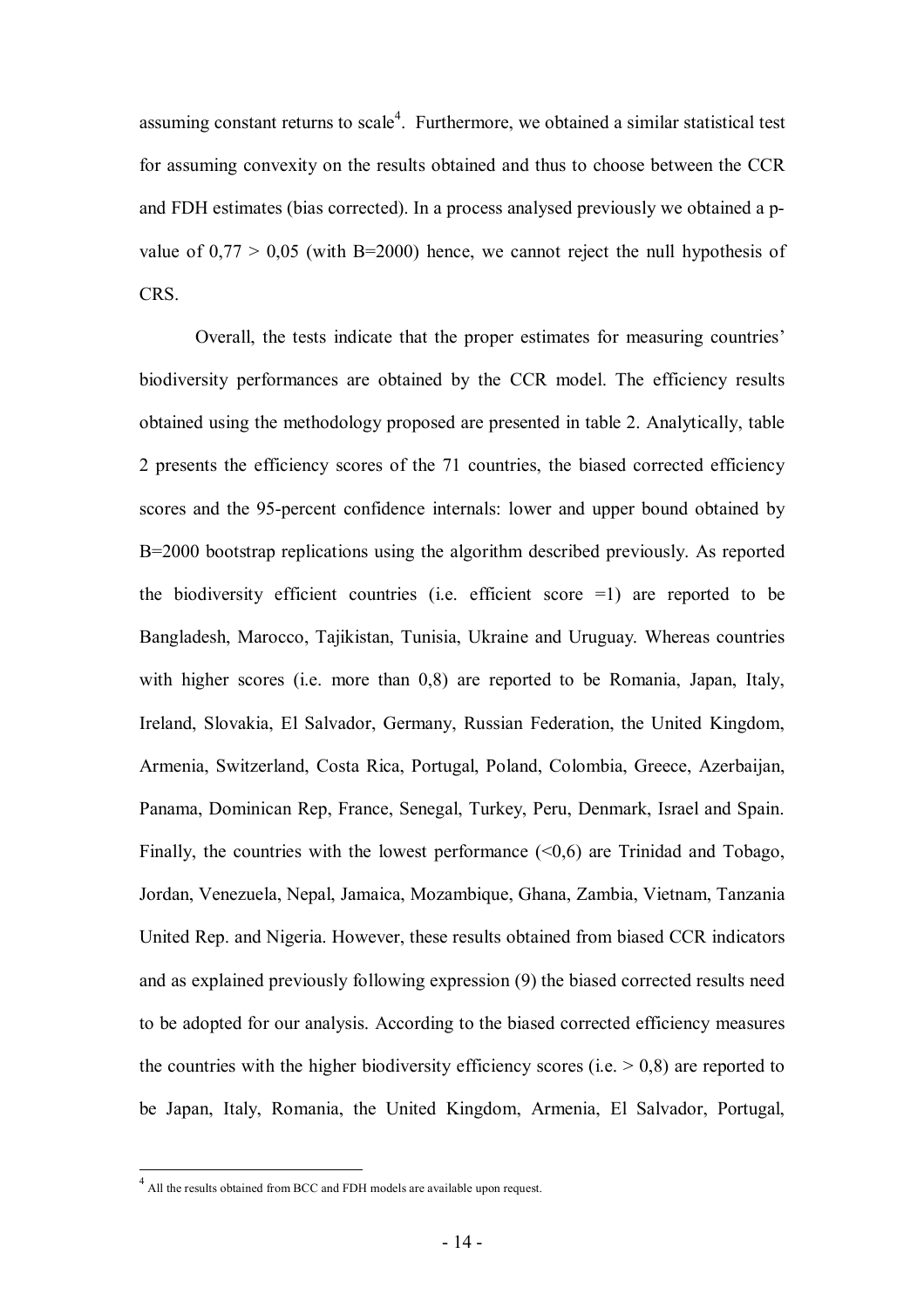assuming constant returns to scale[4]. Furthermore, we obtained a similar statistical test for assuming convexity on the results obtained and thus to choose between the CCR and FDH estimates (bias corrected). In a process analysed previously we obtained a p-value of 0,77 > 0,05 (with B=2000) hence, we cannot reject the null hypothesis of CRS.

Overall, the tests indicate that the proper estimates for measuring countries' biodiversity performances are obtained by the CCR model. The efficiency results obtained using the methodology proposed are presented in table 2. Analytically, table 2 presents the efficiency scores of the 71 countries, the biased corrected efficiency scores and the 95-percent confidence internals: lower and upper bound obtained by B=2000 bootstrap replications using the algorithm described previously. As reported the biodiversity efficient countries (i.e. efficient score =1) are reported to be Bangladesh, Marocco, Tajikistan, Tunisia, Ukraine and Uruguay. Whereas countries with higher scores (i.e. more than 0,8) are reported to be Romania, Japan, Italy, Ireland, Slovakia, El Salvador, Germany, Russian Federation, the United Kingdom, Armenia, Switzerland, Costa Rica, Portugal, Poland, Colombia, Greece, Azerbaijan, Panama, Dominican Rep, France, Senegal, Turkey, Peru, Denmark, Israel and Spain. Finally, the countries with the lowest performance (<0,6) are Trinidad and Tobago, Jordan, Venezuela, Nepal, Jamaica, Mozambique, Ghana, Zambia, Vietnam, Tanzania United Rep. and Nigeria. However, these results obtained from biased CCR indicators and as explained previously following expression (9) the biased corrected results need to be adopted for our analysis. According to the biased corrected efficiency measures the countries with the higher biodiversity efficiency scores (i.e. > 0,8) are reported to be Japan, Italy, Romania, the United Kingdom, Armenia, El Salvador, Portugal,

[4] All the results obtained from BCC and FDH models are available upon request.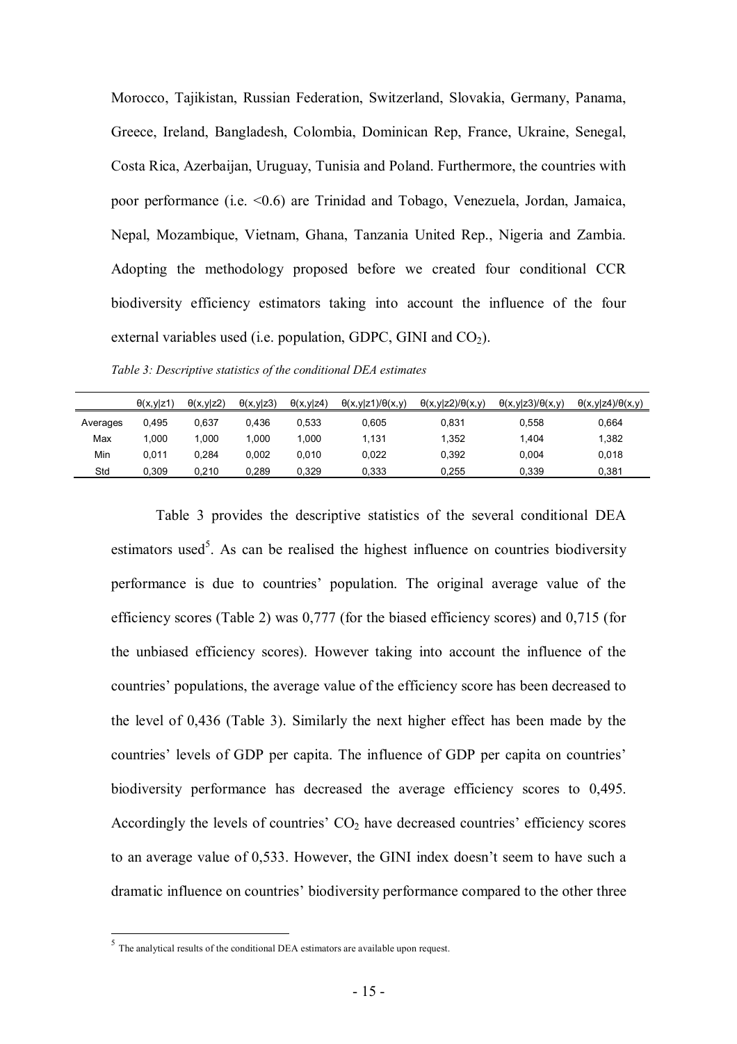Morocco, Tajikistan, Russian Federation, Switzerland, Slovakia, Germany, Panama, Greece, Ireland, Bangladesh, Colombia, Dominican Rep, France, Ukraine, Senegal, Costa Rica, Azerbaijan, Uruguay, Tunisia and Poland. Furthermore, the countries with poor performance (i.e. <0.6) are Trinidad and Tobago, Venezuela, Jordan, Jamaica, Nepal, Mozambique, Vietnam, Ghana, Tanzania United Rep., Nigeria and Zambia. Adopting the methodology proposed before we created four conditional CCR biodiversity efficiency estimators taking into account the influence of the four external variables used (i.e. population, GDPC, GINI and $CO_2$).

*Table 3: Descriptive statistics of the conditional DEA estimates*

| | $\theta(x,y\|z1)$ | $\theta(x,y\|z2)$ | $\theta(x,y\|z3)$ | $\theta(x,y\|z4)$ | $\theta(x,y\|z1)/\theta(x,y)$ | $\theta(x,y\|z2)/\theta(x,y)$ | $\theta(x,y\|z3)/\theta(x,y)$ | $\theta(x,y\|z4)/\theta(x,y)$ |
|---|---|---|---|---|---|---|---|---|
| Averages | 0,495 | 0,637 | 0,436 | 0,533 | 0,605 | 0,831 | 0,558 | 0,664 |
| Max | 1,000 | 1,000 | 1,000 | 1,000 | 1,131 | 1,352 | 1,404 | 1,382 |
| Min | 0,011 | 0,284 | 0,002 | 0,010 | 0,022 | 0,392 | 0,004 | 0,018 |
| Std | 0,309 | 0,210 | 0,289 | 0,329 | 0,333 | 0,255 | 0,339 | 0,381 |

Table 3 provides the descriptive statistics of the several conditional DEA estimators used[5]. As can be realised the highest influence on countries biodiversity performance is due to countries' population. The original average value of the efficiency scores (Table 2) was 0,777 (for the biased efficiency scores) and 0,715 (for the unbiased efficiency scores). However taking into account the influence of the countries' populations, the average value of the efficiency score has been decreased to the level of 0,436 (Table 3). Similarly the next higher effect has been made by the countries' levels of GDP per capita. The influence of GDP per capita on countries' biodiversity performance has decreased the average efficiency scores to 0,495. Accordingly the levels of countries' $CO_2$ have decreased countries' efficiency scores to an average value of 0,533. However, the GINI index doesn't seem to have such a dramatic influence on countries' biodiversity performance compared to the other three

[5] The analytical results of the conditional DEA estimators are available upon request.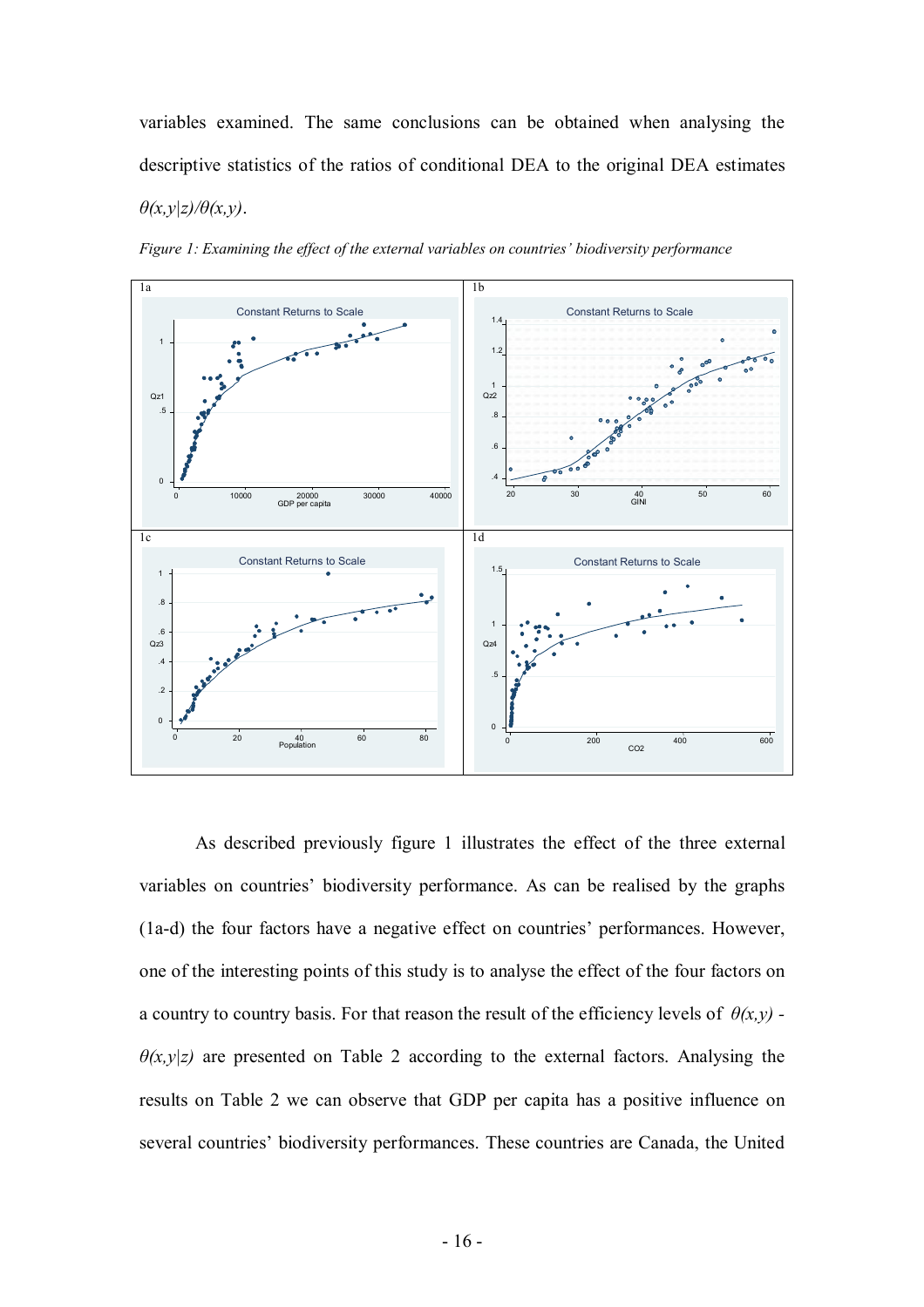variables examined. The same conclusions can be obtained when analysing the descriptive statistics of the ratios of conditional DEA to the original DEA estimates $\theta(x,y|z)/\theta(x,y)$.

*Figure 1: Examining the effect of the external variables on countries' biodiversity performance*

As described previously figure 1 illustrates the effect of the three external variables on countries' biodiversity performance. As can be realised by the graphs (1a-d) the four factors have a negative effect on countries' performances. However, one of the interesting points of this study is to analyse the effect of the four factors on a country to country basis. For that reason the result of the efficiency levels of $\theta(x,y) - \theta(x,y|z)$ are presented on Table 2 according to the external factors. Analysing the results on Table 2 we can observe that GDP per capita has a positive influence on several countries' biodiversity performances. These countries are Canada, the United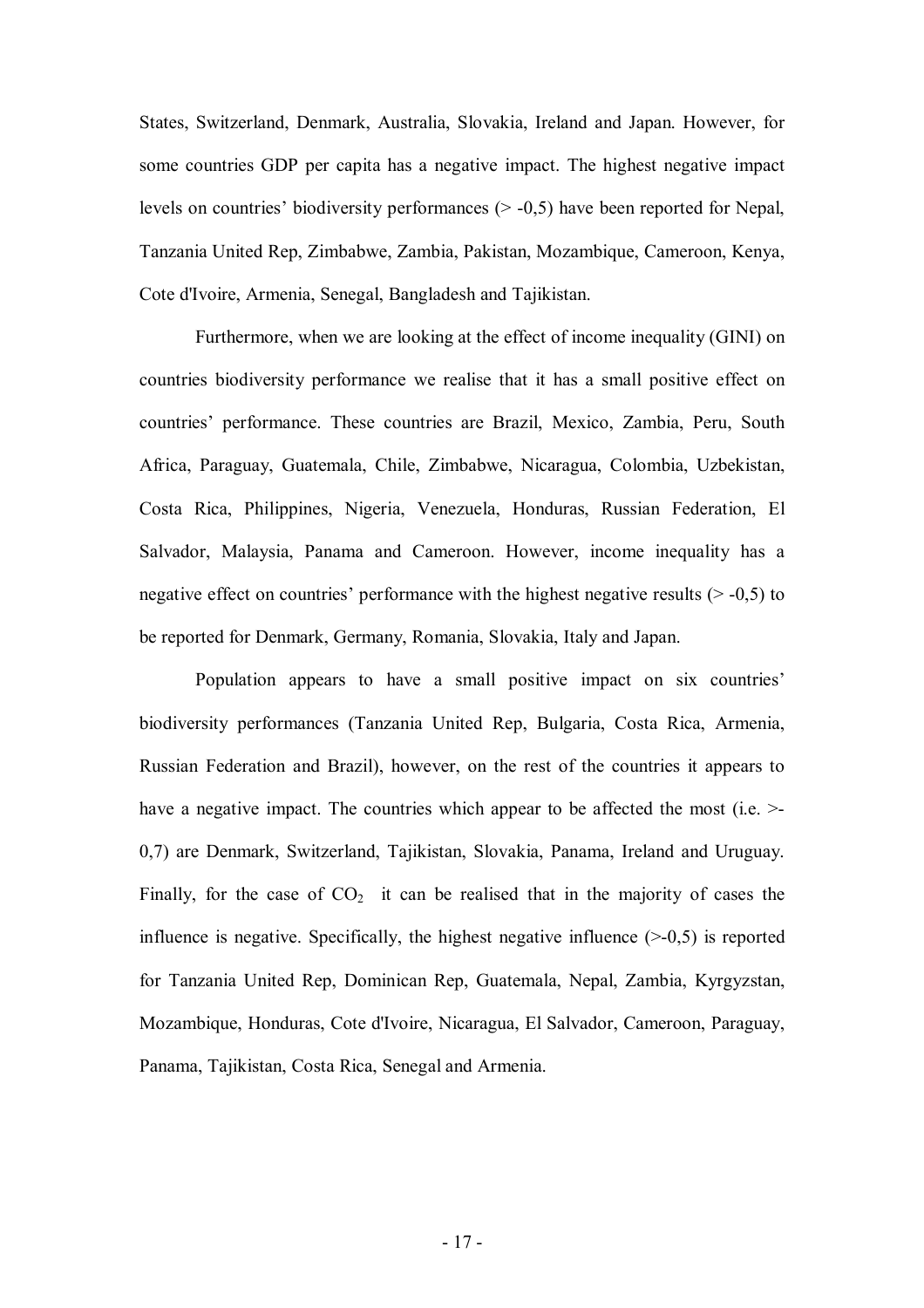States, Switzerland, Denmark, Australia, Slovakia, Ireland and Japan. However, for some countries GDP per capita has a negative impact. The highest negative impact levels on countries' biodiversity performances (> -0,5) have been reported for Nepal, Tanzania United Rep, Zimbabwe, Zambia, Pakistan, Mozambique, Cameroon, Kenya, Cote d'Ivoire, Armenia, Senegal, Bangladesh and Tajikistan.

Furthermore, when we are looking at the effect of income inequality (GINI) on countries biodiversity performance we realise that it has a small positive effect on countries' performance. These countries are Brazil, Mexico, Zambia, Peru, South Africa, Paraguay, Guatemala, Chile, Zimbabwe, Nicaragua, Colombia, Uzbekistan, Costa Rica, Philippines, Nigeria, Venezuela, Honduras, Russian Federation, El Salvador, Malaysia, Panama and Cameroon. However, income inequality has a negative effect on countries' performance with the highest negative results (> -0,5) to be reported for Denmark, Germany, Romania, Slovakia, Italy and Japan.

Population appears to have a small positive impact on six countries' biodiversity performances (Tanzania United Rep, Bulgaria, Costa Rica, Armenia, Russian Federation and Brazil), however, on the rest of the countries it appears to have a negative impact. The countries which appear to be affected the most (i.e. >-0,7) are Denmark, Switzerland, Tajikistan, Slovakia, Panama, Ireland and Uruguay. Finally, for the case of $CO_2$ it can be realised that in the majority of cases the influence is negative. Specifically, the highest negative influence (>-0,5) is reported for Tanzania United Rep, Dominican Rep, Guatemala, Nepal, Zambia, Kyrgyzstan, Mozambique, Honduras, Cote d'Ivoire, Nicaragua, El Salvador, Cameroon, Paraguay, Panama, Tajikistan, Costa Rica, Senegal and Armenia.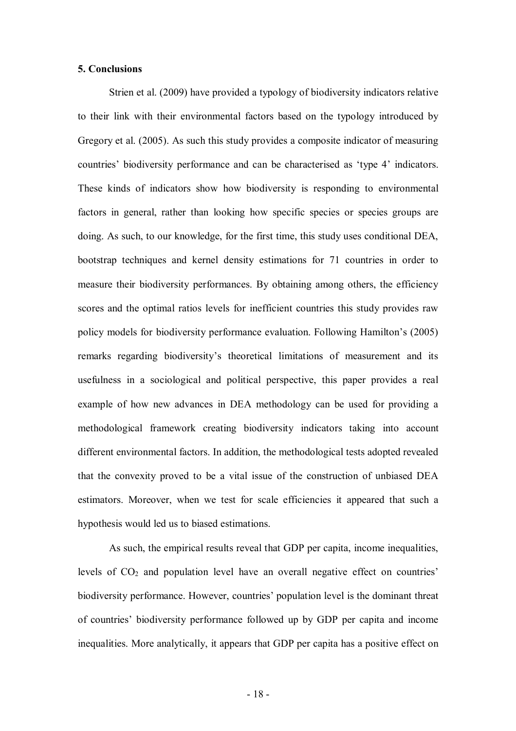**5. Conclusions**

Strien et al. (2009) have provided a typology of biodiversity indicators relative to their link with their environmental factors based on the typology introduced by Gregory et al. (2005). As such this study provides a composite indicator of measuring countries' biodiversity performance and can be characterised as 'type 4' indicators. These kinds of indicators show how biodiversity is responding to environmental factors in general, rather than looking how specific species or species groups are doing. As such, to our knowledge, for the first time, this study uses conditional DEA, bootstrap techniques and kernel density estimations for 71 countries in order to measure their biodiversity performances. By obtaining among others, the efficiency scores and the optimal ratios levels for inefficient countries this study provides raw policy models for biodiversity performance evaluation. Following Hamilton's (2005) remarks regarding biodiversity's theoretical limitations of measurement and its usefulness in a sociological and political perspective, this paper provides a real example of how new advances in DEA methodology can be used for providing a methodological framework creating biodiversity indicators taking into account different environmental factors. In addition, the methodological tests adopted revealed that the convexity proved to be a vital issue of the construction of unbiased DEA estimators. Moreover, when we test for scale efficiencies it appeared that such a hypothesis would led us to biased estimations.

As such, the empirical results reveal that GDP per capita, income inequalities, levels of $CO_2$ and population level have an overall negative effect on countries' biodiversity performance. However, countries' population level is the dominant threat of countries' biodiversity performance followed up by GDP per capita and income inequalities. More analytically, it appears that GDP per capita has a positive effect on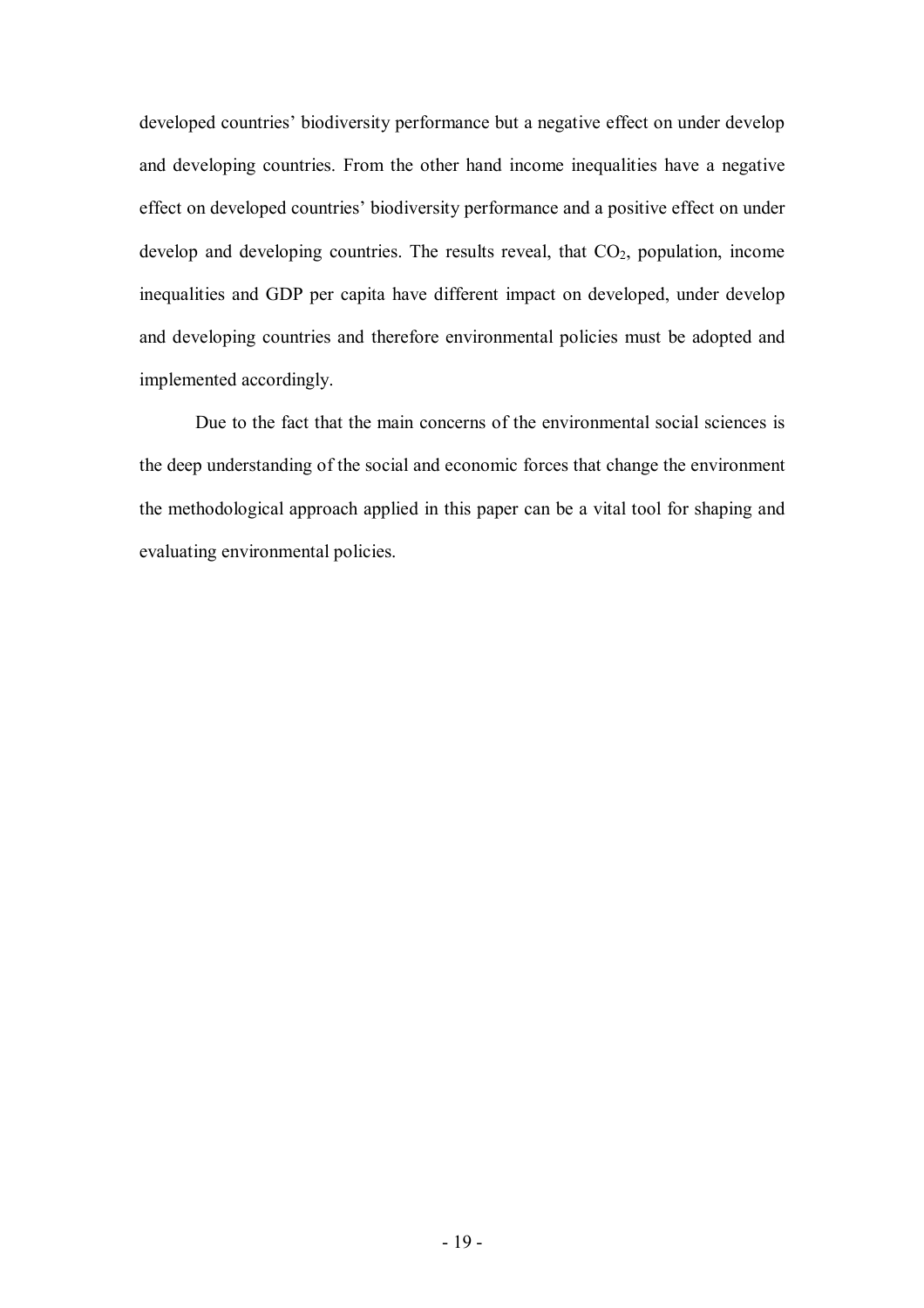developed countries' biodiversity performance but a negative effect on under develop and developing countries. From the other hand income inequalities have a negative effect on developed countries' biodiversity performance and a positive effect on under develop and developing countries. The results reveal, that $CO_2$, population, income inequalities and GDP per capita have different impact on developed, under develop and developing countries and therefore environmental policies must be adopted and implemented accordingly.

Due to the fact that the main concerns of the environmental social sciences is the deep understanding of the social and economic forces that change the environment the methodological approach applied in this paper can be a vital tool for shaping and evaluating environmental policies.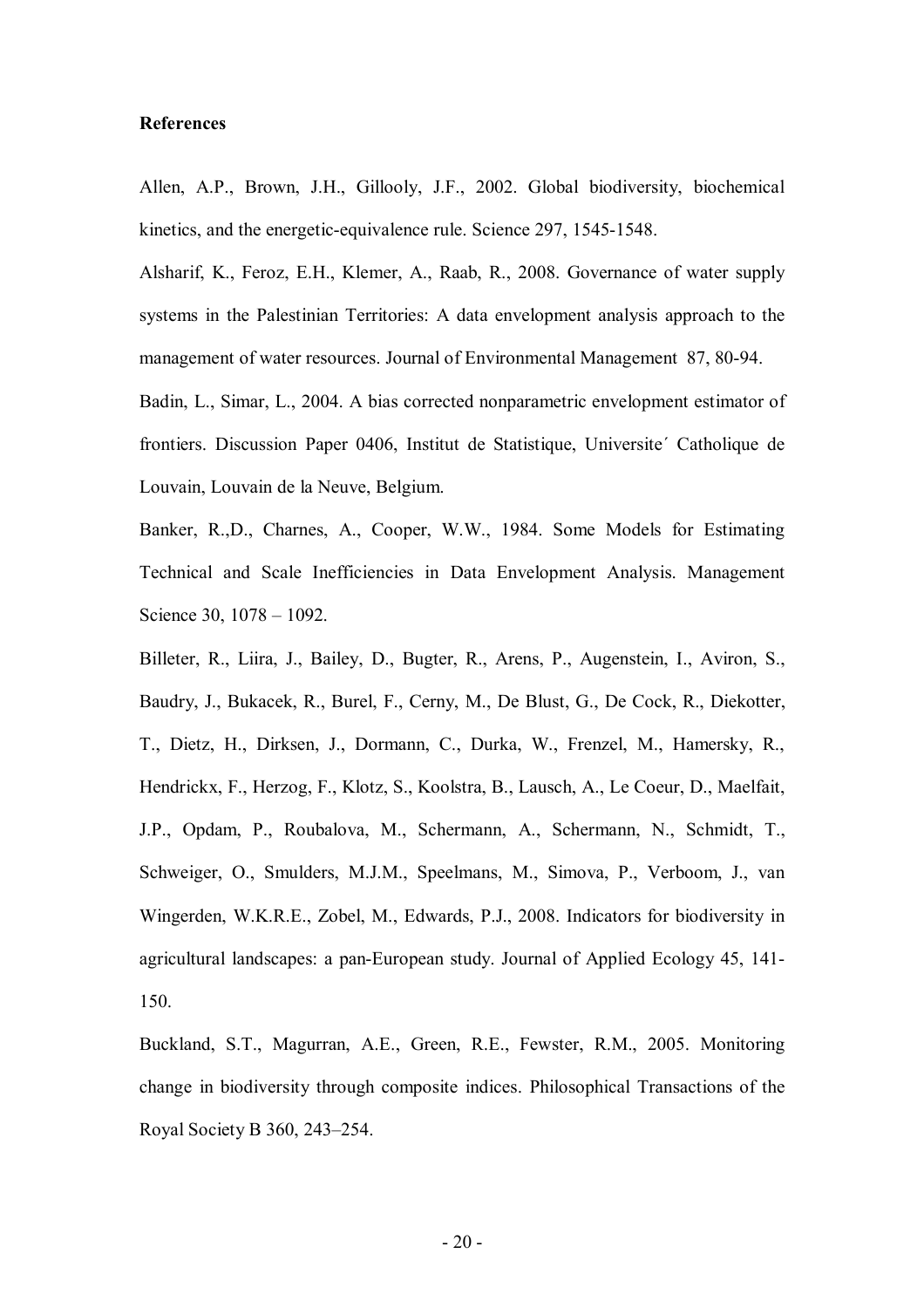**References**

Allen, A.P., Brown, J.H., Gillooly, J.F., 2002. Global biodiversity, biochemical kinetics, and the energetic-equivalence rule. Science 297, 1545-1548.

Alsharif, K., Feroz, E.H., Klemer, A., Raab, R., 2008. Governance of water supply systems in the Palestinian Territories: A data envelopment analysis approach to the management of water resources. Journal of Environmental Management 87, 80-94.

Badin, L., Simar, L., 2004. A bias corrected nonparametric envelopment estimator of frontiers. Discussion Paper 0406, Institut de Statistique, Universite´ Catholique de Louvain, Louvain de la Neuve, Belgium.

Banker, R.,D., Charnes, A., Cooper, W.W., 1984. Some Models for Estimating Technical and Scale Inefficiencies in Data Envelopment Analysis. Management Science 30, 1078 – 1092.

Billeter, R., Liira, J., Bailey, D., Bugter, R., Arens, P., Augenstein, I., Aviron, S., Baudry, J., Bukacek, R., Burel, F., Cerny, M., De Blust, G., De Cock, R., Diekotter, T., Dietz, H., Dirksen, J., Dormann, C., Durka, W., Frenzel, M., Hamersky, R., Hendrickx, F., Herzog, F., Klotz, S., Koolstra, B., Lausch, A., Le Coeur, D., Maelfait, J.P., Opdam, P., Roubalova, M., Schermann, A., Schermann, N., Schmidt, T., Schweiger, O., Smulders, M.J.M., Speelmans, M., Simova, P., Verboom, J., van Wingerden, W.K.R.E., Zobel, M., Edwards, P.J., 2008. Indicators for biodiversity in agricultural landscapes: a pan-European study. Journal of Applied Ecology 45, 141-150.

Buckland, S.T., Magurran, A.E., Green, R.E., Fewster, R.M., 2005. Monitoring change in biodiversity through composite indices. Philosophical Transactions of the Royal Society B 360, 243–254.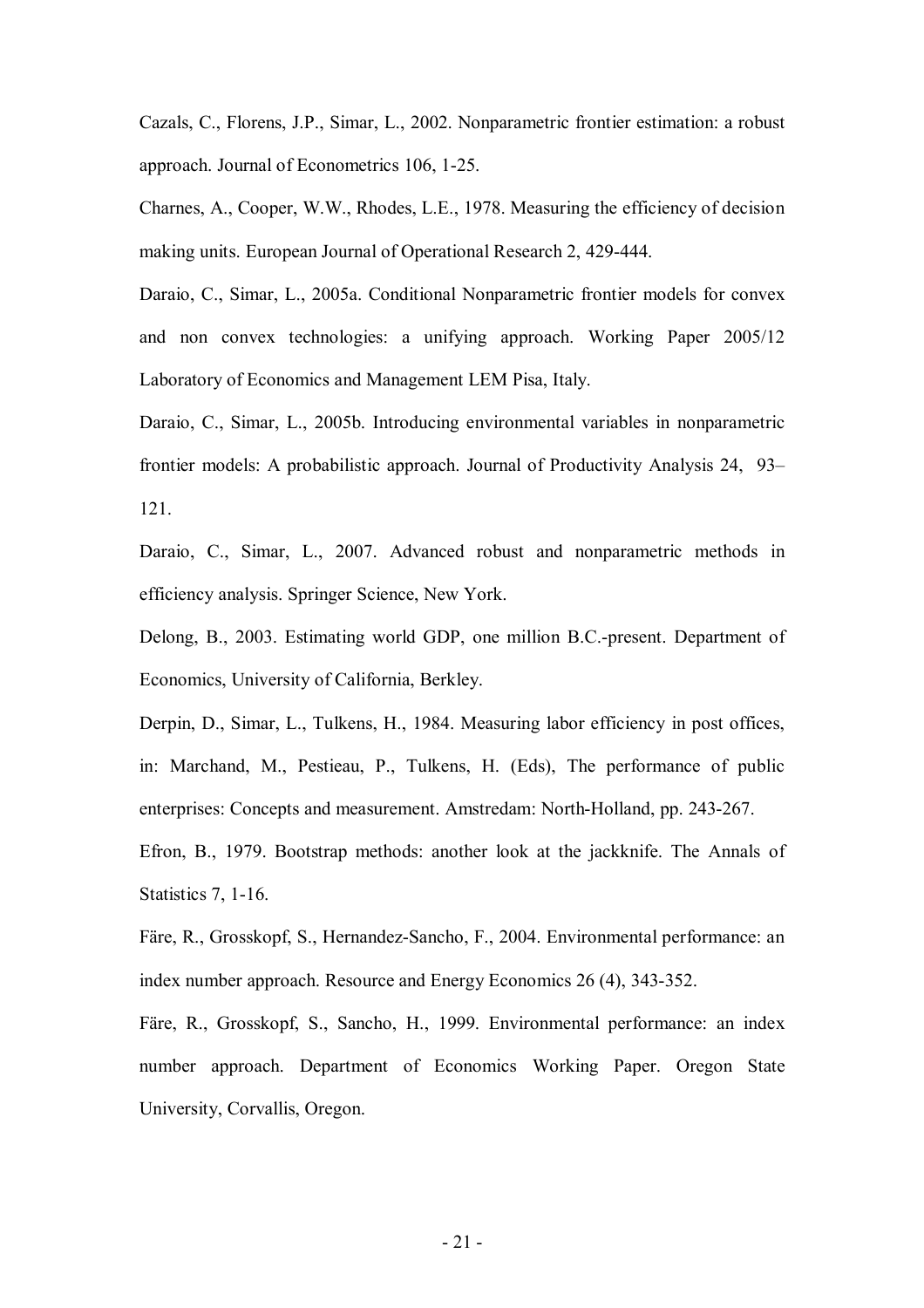Cazals, C., Florens, J.P., Simar, L., 2002. Nonparametric frontier estimation: a robust approach. Journal of Econometrics 106, 1-25.

Charnes, A., Cooper, W.W., Rhodes, L.E., 1978. Measuring the efficiency of decision making units. European Journal of Operational Research 2, 429-444.

Daraio, C., Simar, L., 2005a. Conditional Nonparametric frontier models for convex and non convex technologies: a unifying approach. Working Paper 2005/12 Laboratory of Economics and Management LEM Pisa, Italy.

Daraio, C., Simar, L., 2005b. Introducing environmental variables in nonparametric frontier models: A probabilistic approach. Journal of Productivity Analysis 24, 93–121.

Daraio, C., Simar, L., 2007. Advanced robust and nonparametric methods in efficiency analysis. Springer Science, New York.

Delong, B., 2003. Estimating world GDP, one million B.C.-present. Department of Economics, University of California, Berkley.

Derpin, D., Simar, L., Tulkens, H., 1984. Measuring labor efficiency in post offices, in: Marchand, M., Pestieau, P., Tulkens, H. (Eds), The performance of public enterprises: Concepts and measurement. Amstredam: North-Holland, pp. 243-267.

Efron, B., 1979. Bootstrap methods: another look at the jackknife. The Annals of Statistics 7, 1-16.

Färe, R., Grosskopf, S., Hernandez-Sancho, F., 2004. Environmental performance: an index number approach. Resource and Energy Economics 26 (4), 343-352.

Färe, R., Grosskopf, S., Sancho, H., 1999. Environmental performance: an index number approach. Department of Economics Working Paper. Oregon State University, Corvallis, Oregon.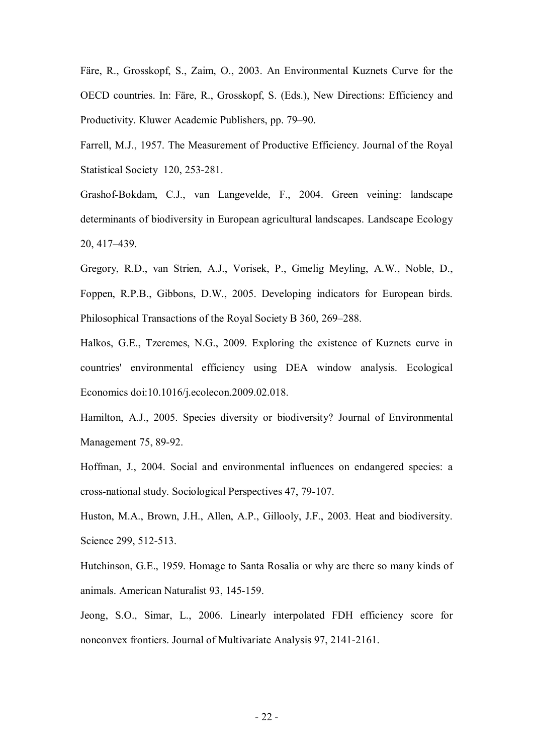Färe, R., Grosskopf, S., Zaim, O., 2003. An Environmental Kuznets Curve for the OECD countries. In: Färe, R., Grosskopf, S. (Eds.), New Directions: Efficiency and Productivity. Kluwer Academic Publishers, pp. 79–90.

Farrell, M.J., 1957. The Measurement of Productive Efficiency. Journal of the Royal Statistical Society 120, 253-281.

Grashof-Bokdam, C.J., van Langevelde, F., 2004. Green veining: landscape determinants of biodiversity in European agricultural landscapes. Landscape Ecology 20, 417–439.

Gregory, R.D., van Strien, A.J., Vorisek, P., Gmelig Meyling, A.W., Noble, D., Foppen, R.P.B., Gibbons, D.W., 2005. Developing indicators for European birds. Philosophical Transactions of the Royal Society B 360, 269–288.

Halkos, G.E., Tzeremes, N.G., 2009. Exploring the existence of Kuznets curve in countries' environmental efficiency using DEA window analysis. Ecological Economics doi:10.1016/j.ecolecon.2009.02.018.

Hamilton, A.J., 2005. Species diversity or biodiversity? Journal of Environmental Management 75, 89-92.

Hoffman, J., 2004. Social and environmental influences on endangered species: a cross-national study. Sociological Perspectives 47, 79-107.

Huston, M.A., Brown, J.H., Allen, A.P., Gillooly, J.F., 2003. Heat and biodiversity. Science 299, 512-513.

Hutchinson, G.E., 1959. Homage to Santa Rosalia or why are there so many kinds of animals. American Naturalist 93, 145-159.

Jeong, S.O., Simar, L., 2006. Linearly interpolated FDH efficiency score for nonconvex frontiers. Journal of Multivariate Analysis 97, 2141-2161.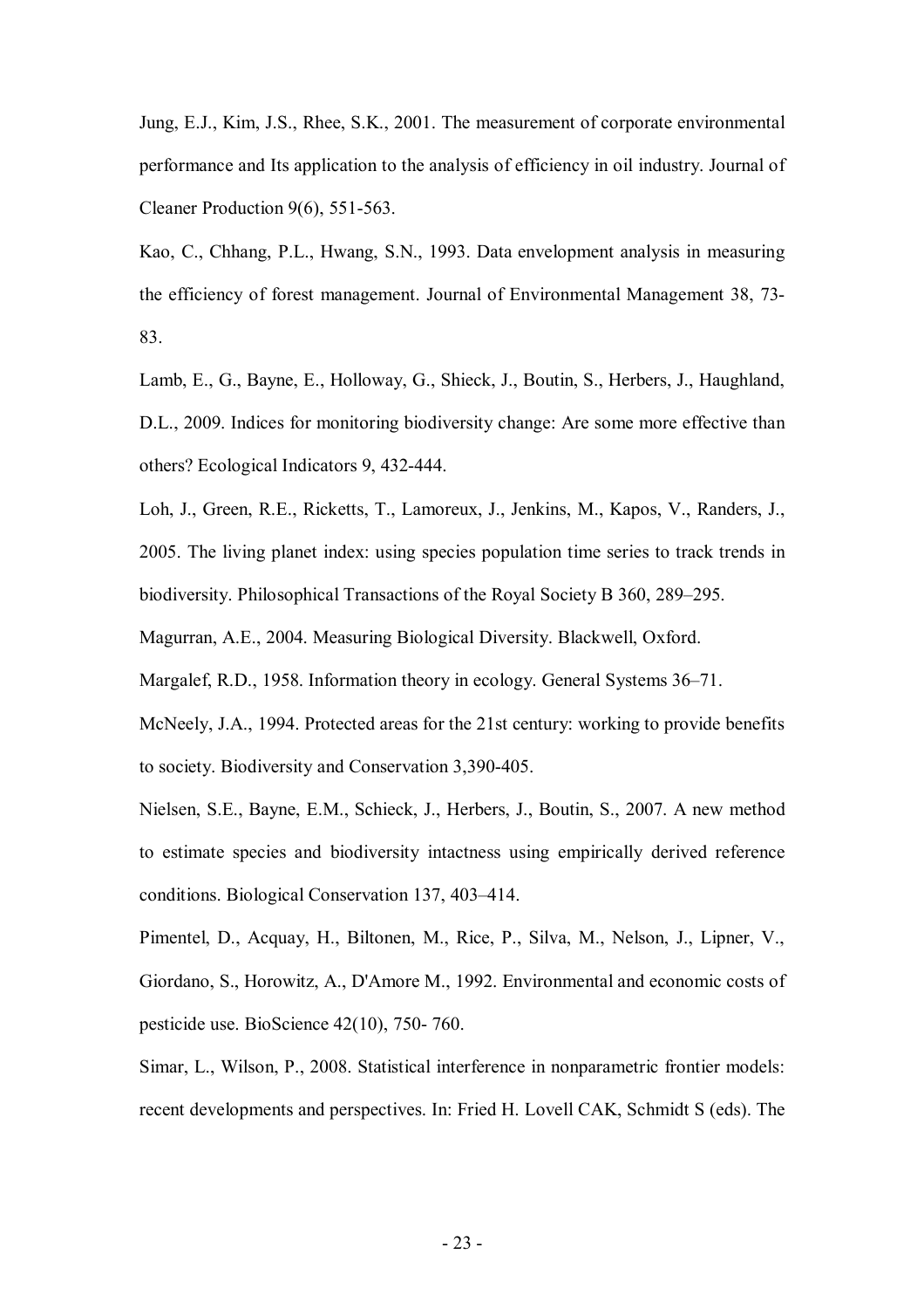Jung, E.J., Kim, J.S., Rhee, S.K., 2001. The measurement of corporate environmental performance and Its application to the analysis of efficiency in oil industry. Journal of Cleaner Production 9(6), 551-563.

Kao, C., Chhang, P.L., Hwang, S.N., 1993. Data envelopment analysis in measuring the efficiency of forest management. Journal of Environmental Management 38, 73-83.

Lamb, E., G., Bayne, E., Holloway, G., Shieck, J., Boutin, S., Herbers, J., Haughland, D.L., 2009. Indices for monitoring biodiversity change: Are some more effective than others? Ecological Indicators 9, 432-444.

Loh, J., Green, R.E., Ricketts, T., Lamoreux, J., Jenkins, M., Kapos, V., Randers, J., 2005. The living planet index: using species population time series to track trends in biodiversity. Philosophical Transactions of the Royal Society B 360, 289–295.

Magurran, A.E., 2004. Measuring Biological Diversity. Blackwell, Oxford.

Margalef, R.D., 1958. Information theory in ecology. General Systems 36–71.

McNeely, J.A., 1994. Protected areas for the 21st century: working to provide benefits to society. Biodiversity and Conservation 3,390-405.

Nielsen, S.E., Bayne, E.M., Schieck, J., Herbers, J., Boutin, S., 2007. A new method to estimate species and biodiversity intactness using empirically derived reference conditions. Biological Conservation 137, 403–414.

Pimentel, D., Acquay, H., Biltonen, M., Rice, P., Silva, M., Nelson, J., Lipner, V., Giordano, S., Horowitz, A., D'Amore M., 1992. Environmental and economic costs of pesticide use. BioScience 42(10), 750- 760.

Simar, L., Wilson, P., 2008. Statistical interference in nonparametric frontier models: recent developments and perspectives. In: Fried H. Lovell CAK, Schmidt S (eds). The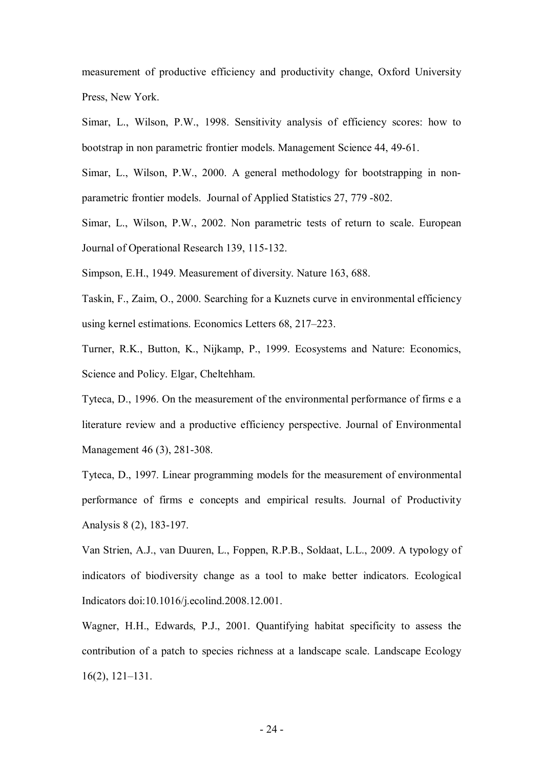measurement of productive efficiency and productivity change, Oxford University Press, New York.

Simar, L., Wilson, P.W., 1998. Sensitivity analysis of efficiency scores: how to bootstrap in non parametric frontier models. Management Science 44, 49-61.

Simar, L., Wilson, P.W., 2000. A general methodology for bootstrapping in non-parametric frontier models. Journal of Applied Statistics 27, 779 -802.

Simar, L., Wilson, P.W., 2002. Non parametric tests of return to scale. European Journal of Operational Research 139, 115-132.

Simpson, E.H., 1949. Measurement of diversity. Nature 163, 688.

Taskin, F., Zaim, O., 2000. Searching for a Kuznets curve in environmental efficiency using kernel estimations. Economics Letters 68, 217–223.

Turner, R.K., Button, K., Nijkamp, P., 1999. Ecosystems and Nature: Economics, Science and Policy. Elgar, Cheltehham.

Tyteca, D., 1996. On the measurement of the environmental performance of firms e a literature review and a productive efficiency perspective. Journal of Environmental Management 46 (3), 281-308.

Tyteca, D., 1997. Linear programming models for the measurement of environmental performance of firms e concepts and empirical results. Journal of Productivity Analysis 8 (2), 183-197.

Van Strien, A.J., van Duuren, L., Foppen, R.P.B., Soldaat, L.L., 2009. A typology of indicators of biodiversity change as a tool to make better indicators. Ecological Indicators doi:10.1016/j.ecolind.2008.12.001.

Wagner, H.H., Edwards, P.J., 2001. Quantifying habitat specificity to assess the contribution of a patch to species richness at a landscape scale. Landscape Ecology 16(2), 121–131.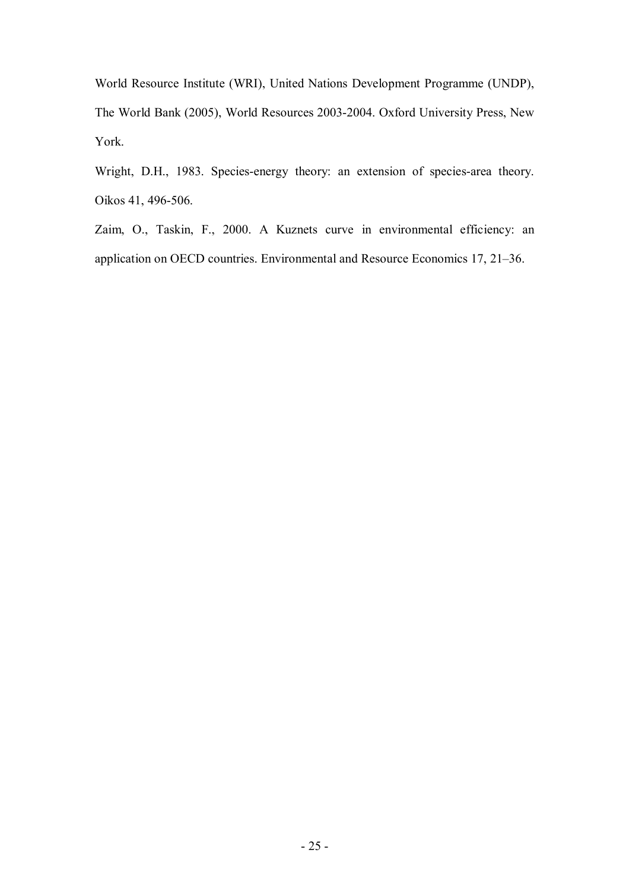World Resource Institute (WRI), United Nations Development Programme (UNDP), The World Bank (2005), World Resources 2003-2004. Oxford University Press, New York.

Wright, D.H., 1983. Species-energy theory: an extension of species-area theory. Oikos 41, 496-506.

Zaim, O., Taskin, F., 2000. A Kuznets curve in environmental efficiency: an application on OECD countries. Environmental and Resource Economics 17, 21–36.